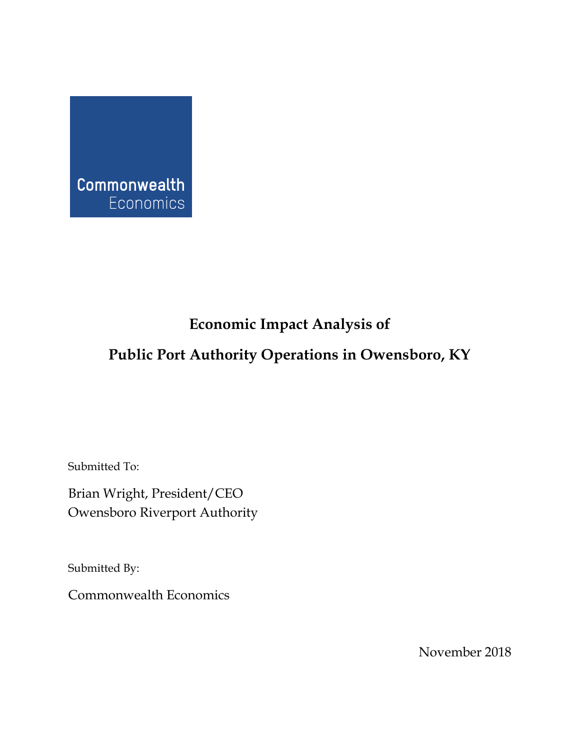Commonwealth
Economics

# Economic Impact Analysis of

# Public Port Authority Operations in Owensboro, KY

Submitted To:

Brian Wright, President/CEO
Owensboro Riverport Authority

Submitted By:

Commonwealth Economics

November 2018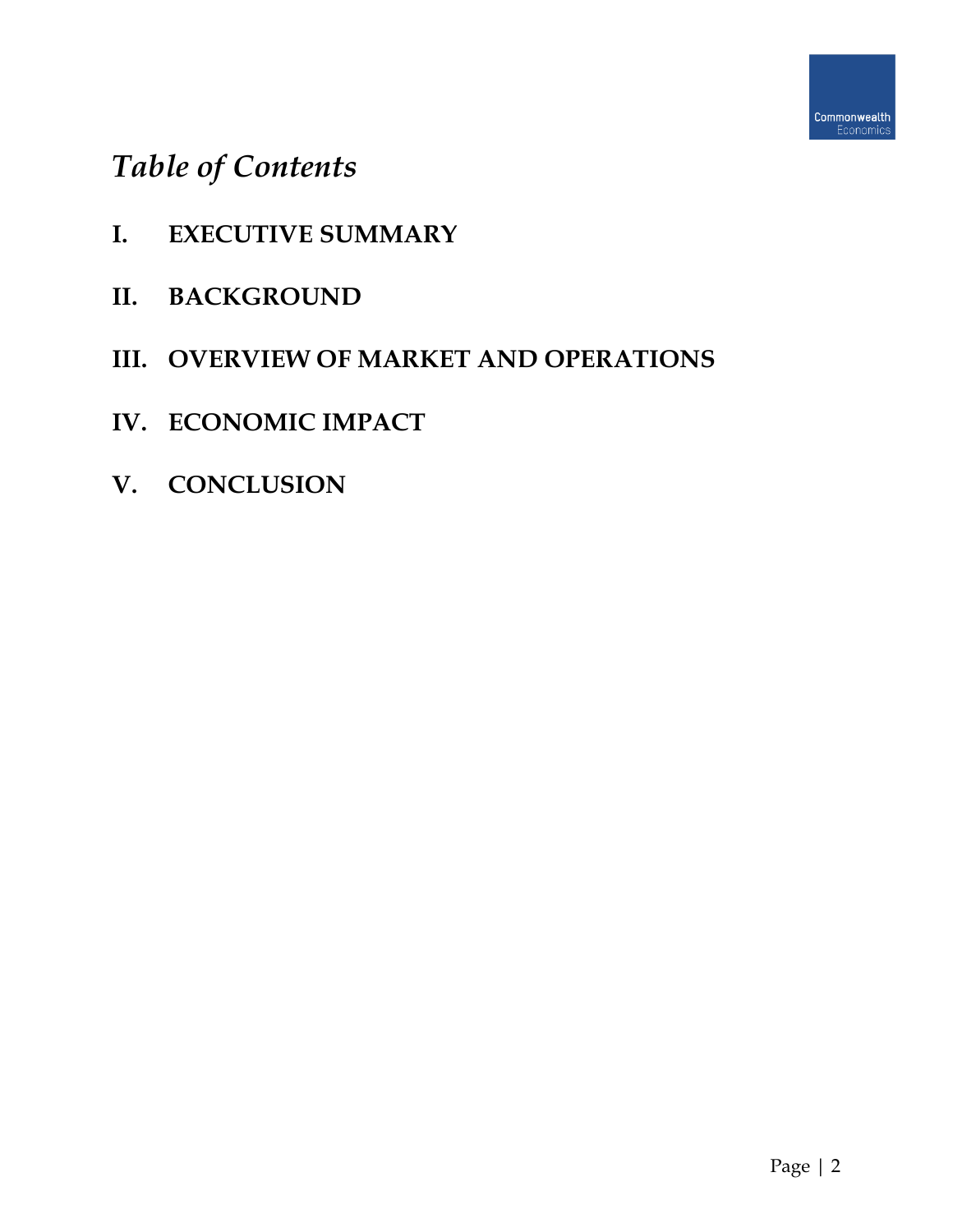# *Table of Contents*

**I. EXECUTIVE SUMMARY**

**II. BACKGROUND**

**III. OVERVIEW OF MARKET AND OPERATIONS**

**IV. ECONOMIC IMPACT**

**V. CONCLUSION**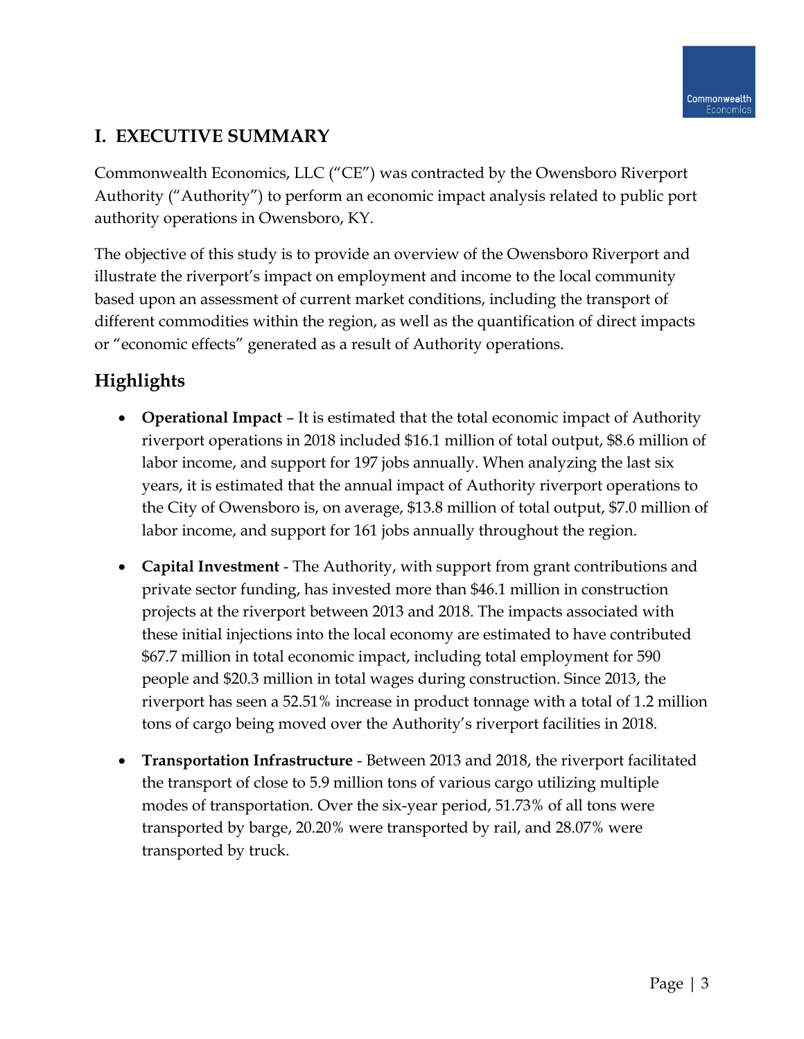# I. EXECUTIVE SUMMARY

Commonwealth Economics, LLC ("CE") was contracted by the Owensboro Riverport Authority ("Authority") to perform an economic impact analysis related to public port authority operations in Owensboro, KY.

The objective of this study is to provide an overview of the Owensboro Riverport and illustrate the riverport's impact on employment and income to the local community based upon an assessment of current market conditions, including the transport of different commodities within the region, as well as the quantification of direct impacts or "economic effects" generated as a result of Authority operations.

## Highlights

- **Operational Impact** – It is estimated that the total economic impact of Authority riverport operations in 2018 included $16.1 million of total output, $8.6 million of labor income, and support for 197 jobs annually. When analyzing the last six years, it is estimated that the annual impact of Authority riverport operations to the City of Owensboro is, on average, $13.8 million of total output, $7.0 million of labor income, and support for 161 jobs annually throughout the region.
- **Capital Investment** - The Authority, with support from grant contributions and private sector funding, has invested more than $46.1 million in construction projects at the riverport between 2013 and 2018. The impacts associated with these initial injections into the local economy are estimated to have contributed $67.7 million in total economic impact, including total employment for 590 people and $20.3 million in total wages during construction. Since 2013, the riverport has seen a 52.51% increase in product tonnage with a total of 1.2 million tons of cargo being moved over the Authority's riverport facilities in 2018.
- **Transportation Infrastructure** - Between 2013 and 2018, the riverport facilitated the transport of close to 5.9 million tons of various cargo utilizing multiple modes of transportation. Over the six-year period, 51.73% of all tons were transported by barge, 20.20% were transported by rail, and 28.07% were transported by truck.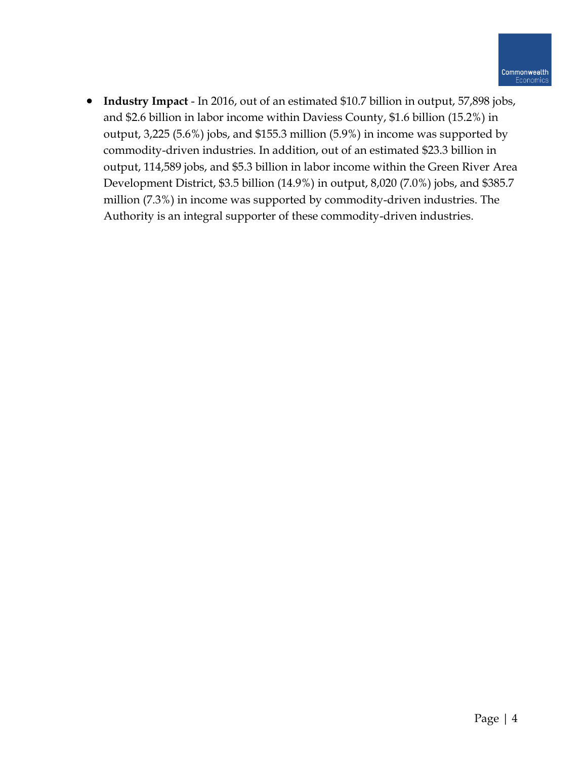- **Industry Impact** - In 2016, out of an estimated $10.7 billion in output, 57,898 jobs, and $2.6 billion in labor income within Daviess County, $1.6 billion (15.2%) in output, 3,225 (5.6%) jobs, and $155.3 million (5.9%) in income was supported by commodity-driven industries. In addition, out of an estimated $23.3 billion in output, 114,589 jobs, and $5.3 billion in labor income within the Green River Area Development District, $3.5 billion (14.9%) in output, 8,020 (7.0%) jobs, and $385.7 million (7.3%) in income was supported by commodity-driven industries. The Authority is an integral supporter of these commodity-driven industries.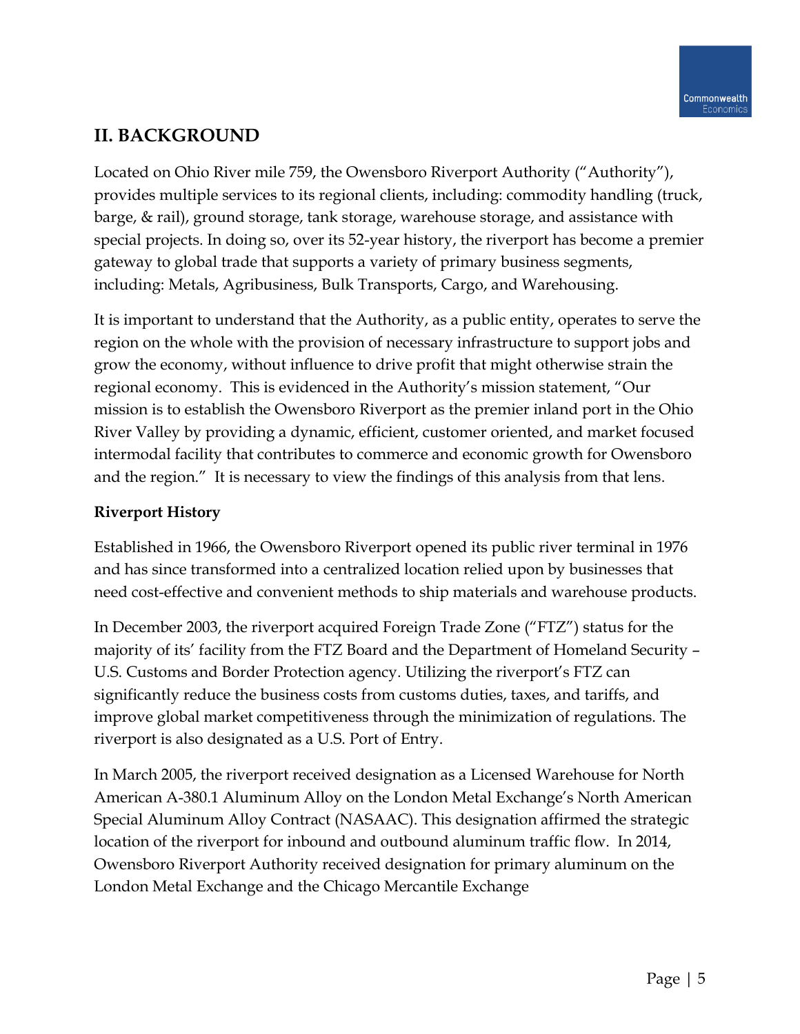## II. BACKGROUND

Located on Ohio River mile 759, the Owensboro Riverport Authority ("Authority"), provides multiple services to its regional clients, including: commodity handling (truck, barge, & rail), ground storage, tank storage, warehouse storage, and assistance with special projects. In doing so, over its 52-year history, the riverport has become a premier gateway to global trade that supports a variety of primary business segments, including: Metals, Agribusiness, Bulk Transports, Cargo, and Warehousing.

It is important to understand that the Authority, as a public entity, operates to serve the region on the whole with the provision of necessary infrastructure to support jobs and grow the economy, without influence to drive profit that might otherwise strain the regional economy. This is evidenced in the Authority's mission statement, "Our mission is to establish the Owensboro Riverport as the premier inland port in the Ohio River Valley by providing a dynamic, efficient, customer oriented, and market focused intermodal facility that contributes to commerce and economic growth for Owensboro and the region." It is necessary to view the findings of this analysis from that lens.

**Riverport History**

Established in 1966, the Owensboro Riverport opened its public river terminal in 1976 and has since transformed into a centralized location relied upon by businesses that need cost-effective and convenient methods to ship materials and warehouse products.

In December 2003, the riverport acquired Foreign Trade Zone ("FTZ") status for the majority of its' facility from the FTZ Board and the Department of Homeland Security – U.S. Customs and Border Protection agency. Utilizing the riverport's FTZ can significantly reduce the business costs from customs duties, taxes, and tariffs, and improve global market competitiveness through the minimization of regulations. The riverport is also designated as a U.S. Port of Entry.

In March 2005, the riverport received designation as a Licensed Warehouse for North American A-380.1 Aluminum Alloy on the London Metal Exchange's North American Special Aluminum Alloy Contract (NASAAC). This designation affirmed the strategic location of the riverport for inbound and outbound aluminum traffic flow. In 2014, Owensboro Riverport Authority received designation for primary aluminum on the London Metal Exchange and the Chicago Mercantile Exchange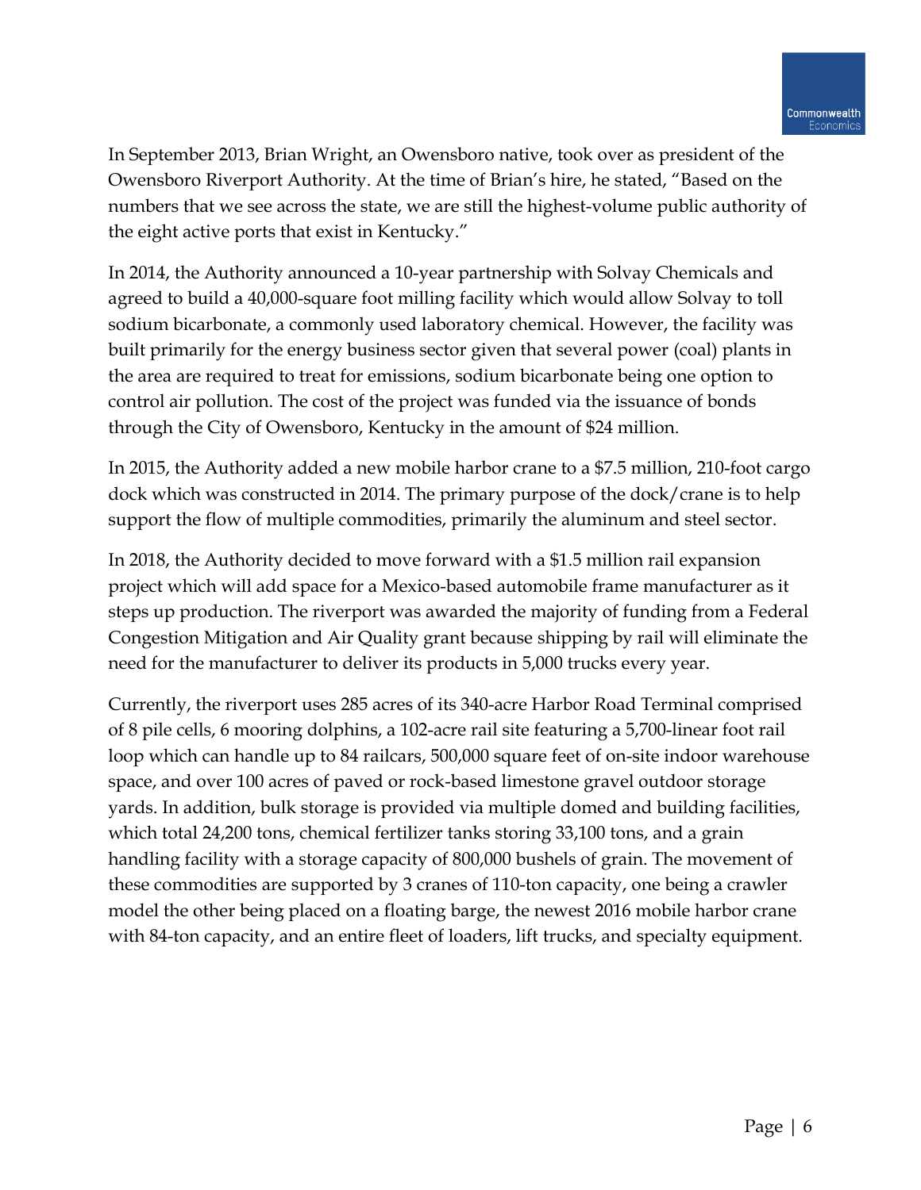In September 2013, Brian Wright, an Owensboro native, took over as president of the Owensboro Riverport Authority. At the time of Brian's hire, he stated, "Based on the numbers that we see across the state, we are still the highest-volume public authority of the eight active ports that exist in Kentucky."

In 2014, the Authority announced a 10-year partnership with Solvay Chemicals and agreed to build a 40,000-square foot milling facility which would allow Solvay to toll sodium bicarbonate, a commonly used laboratory chemical. However, the facility was built primarily for the energy business sector given that several power (coal) plants in the area are required to treat for emissions, sodium bicarbonate being one option to control air pollution. The cost of the project was funded via the issuance of bonds through the City of Owensboro, Kentucky in the amount of $24 million.

In 2015, the Authority added a new mobile harbor crane to a $7.5 million, 210-foot cargo dock which was constructed in 2014. The primary purpose of the dock/crane is to help support the flow of multiple commodities, primarily the aluminum and steel sector.

In 2018, the Authority decided to move forward with a $1.5 million rail expansion project which will add space for a Mexico-based automobile frame manufacturer as it steps up production. The riverport was awarded the majority of funding from a Federal Congestion Mitigation and Air Quality grant because shipping by rail will eliminate the need for the manufacturer to deliver its products in 5,000 trucks every year.

Currently, the riverport uses 285 acres of its 340-acre Harbor Road Terminal comprised of 8 pile cells, 6 mooring dolphins, a 102-acre rail site featuring a 5,700-linear foot rail loop which can handle up to 84 railcars, 500,000 square feet of on-site indoor warehouse space, and over 100 acres of paved or rock-based limestone gravel outdoor storage yards. In addition, bulk storage is provided via multiple domed and building facilities, which total 24,200 tons, chemical fertilizer tanks storing 33,100 tons, and a grain handling facility with a storage capacity of 800,000 bushels of grain. The movement of these commodities are supported by 3 cranes of 110-ton capacity, one being a crawler model the other being placed on a floating barge, the newest 2016 mobile harbor crane with 84-ton capacity, and an entire fleet of loaders, lift trucks, and specialty equipment.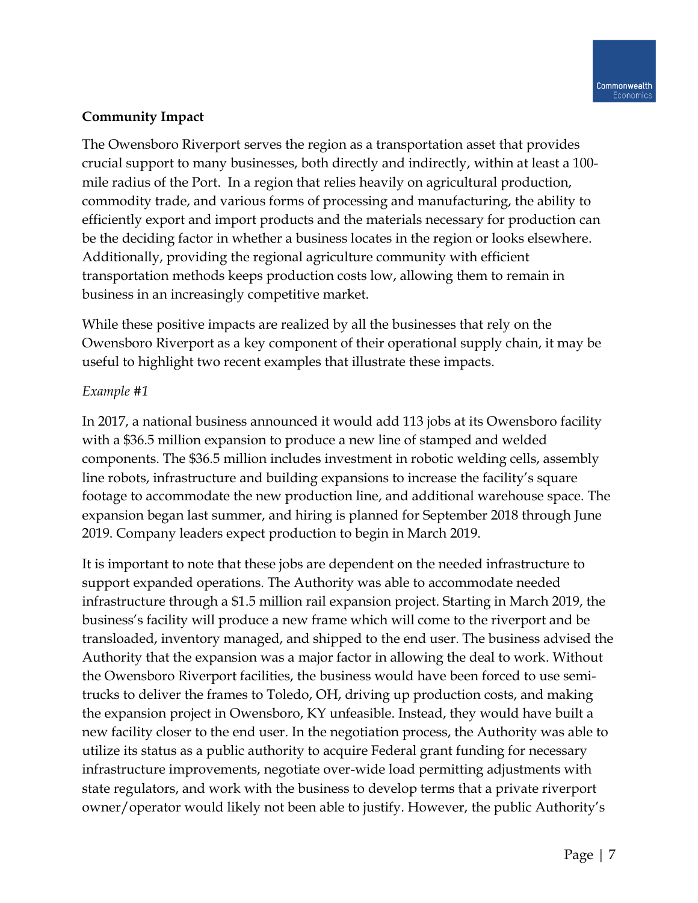**Community Impact**

The Owensboro Riverport serves the region as a transportation asset that provides crucial support to many businesses, both directly and indirectly, within at least a 100-mile radius of the Port. In a region that relies heavily on agricultural production, commodity trade, and various forms of processing and manufacturing, the ability to efficiently export and import products and the materials necessary for production can be the deciding factor in whether a business locates in the region or looks elsewhere. Additionally, providing the regional agriculture community with efficient transportation methods keeps production costs low, allowing them to remain in business in an increasingly competitive market.

While these positive impacts are realized by all the businesses that rely on the Owensboro Riverport as a key component of their operational supply chain, it may be useful to highlight two recent examples that illustrate these impacts.

*Example #1*

In 2017, a national business announced it would add 113 jobs at its Owensboro facility with a $36.5 million expansion to produce a new line of stamped and welded components. The $36.5 million includes investment in robotic welding cells, assembly line robots, infrastructure and building expansions to increase the facility's square footage to accommodate the new production line, and additional warehouse space. The expansion began last summer, and hiring is planned for September 2018 through June 2019. Company leaders expect production to begin in March 2019.

It is important to note that these jobs are dependent on the needed infrastructure to support expanded operations. The Authority was able to accommodate needed infrastructure through a $1.5 million rail expansion project. Starting in March 2019, the business's facility will produce a new frame which will come to the riverport and be transloaded, inventory managed, and shipped to the end user. The business advised the Authority that the expansion was a major factor in allowing the deal to work. Without the Owensboro Riverport facilities, the business would have been forced to use semi-trucks to deliver the frames to Toledo, OH, driving up production costs, and making the expansion project in Owensboro, KY unfeasible. Instead, they would have built a new facility closer to the end user. In the negotiation process, the Authority was able to utilize its status as a public authority to acquire Federal grant funding for necessary infrastructure improvements, negotiate over-wide load permitting adjustments with state regulators, and work with the business to develop terms that a private riverport owner/operator would likely not been able to justify. However, the public Authority's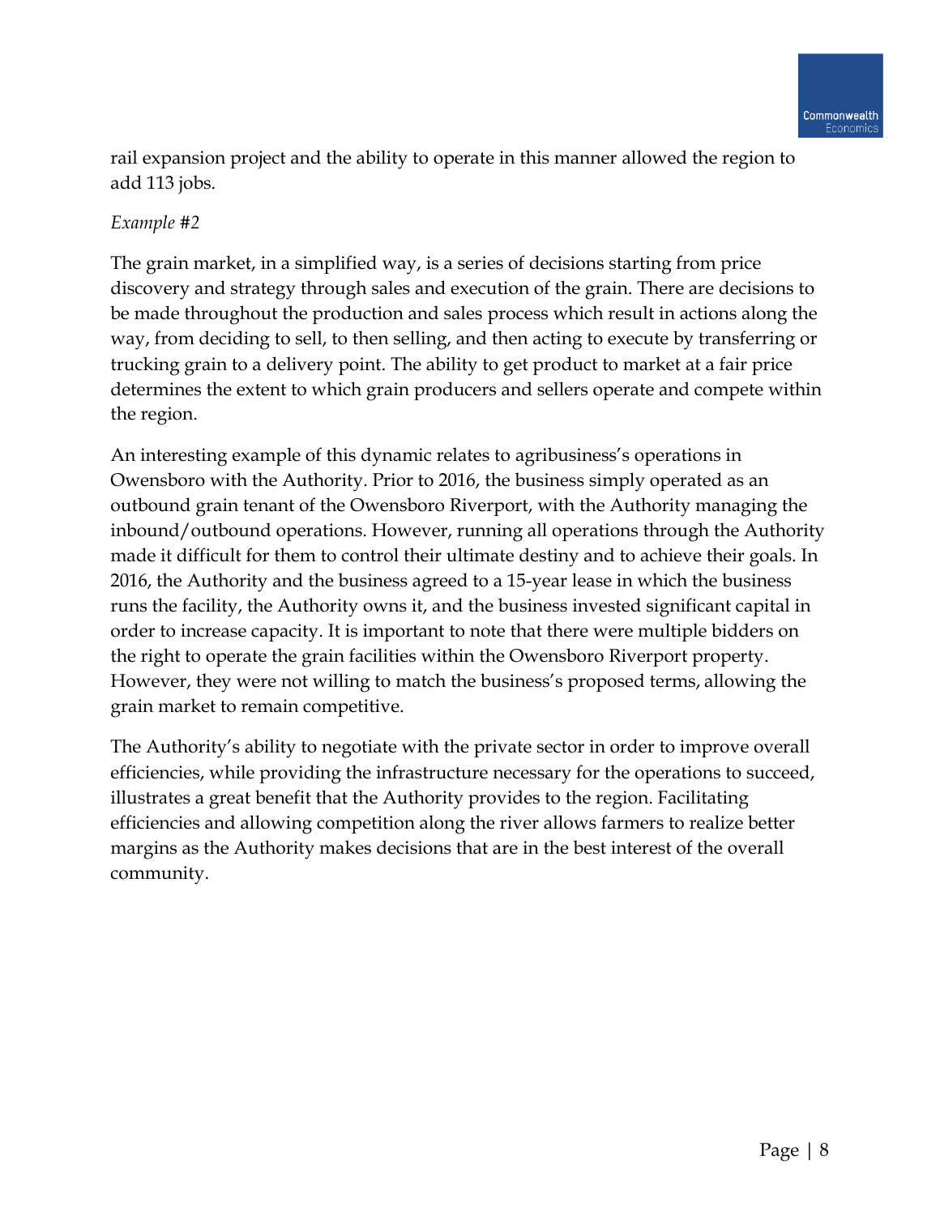rail expansion project and the ability to operate in this manner allowed the region to add 113 jobs.

*Example #2*

The grain market, in a simplified way, is a series of decisions starting from price discovery and strategy through sales and execution of the grain. There are decisions to be made throughout the production and sales process which result in actions along the way, from deciding to sell, to then selling, and then acting to execute by transferring or trucking grain to a delivery point. The ability to get product to market at a fair price determines the extent to which grain producers and sellers operate and compete within the region.

An interesting example of this dynamic relates to agribusiness's operations in Owensboro with the Authority. Prior to 2016, the business simply operated as an outbound grain tenant of the Owensboro Riverport, with the Authority managing the inbound/outbound operations. However, running all operations through the Authority made it difficult for them to control their ultimate destiny and to achieve their goals. In 2016, the Authority and the business agreed to a 15-year lease in which the business runs the facility, the Authority owns it, and the business invested significant capital in order to increase capacity. It is important to note that there were multiple bidders on the right to operate the grain facilities within the Owensboro Riverport property. However, they were not willing to match the business's proposed terms, allowing the grain market to remain competitive.

The Authority's ability to negotiate with the private sector in order to improve overall efficiencies, while providing the infrastructure necessary for the operations to succeed, illustrates a great benefit that the Authority provides to the region. Facilitating efficiencies and allowing competition along the river allows farmers to realize better margins as the Authority makes decisions that are in the best interest of the overall community.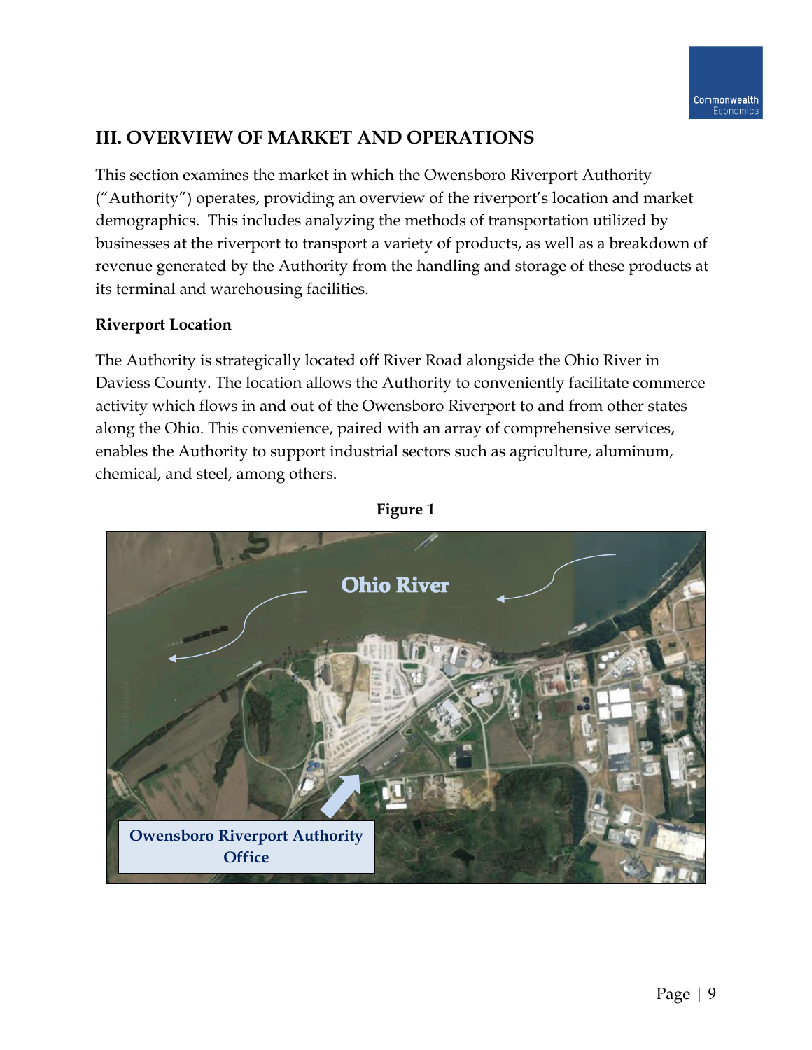## III. OVERVIEW OF MARKET AND OPERATIONS

This section examines the market in which the Owensboro Riverport Authority ("Authority") operates, providing an overview of the riverport's location and market demographics. This includes analyzing the methods of transportation utilized by businesses at the riverport to transport a variety of products, as well as a breakdown of revenue generated by the Authority from the handling and storage of these products at its terminal and warehousing facilities.

**Riverport Location**

The Authority is strategically located off River Road alongside the Ohio River in Daviess County. The location allows the Authority to conveniently facilitate commerce activity which flows in and out of the Owensboro Riverport to and from other states along the Ohio. This convenience, paired with an array of comprehensive services, enables the Authority to support industrial sectors such as agriculture, aluminum, chemical, and steel, among others.

**Figure 1**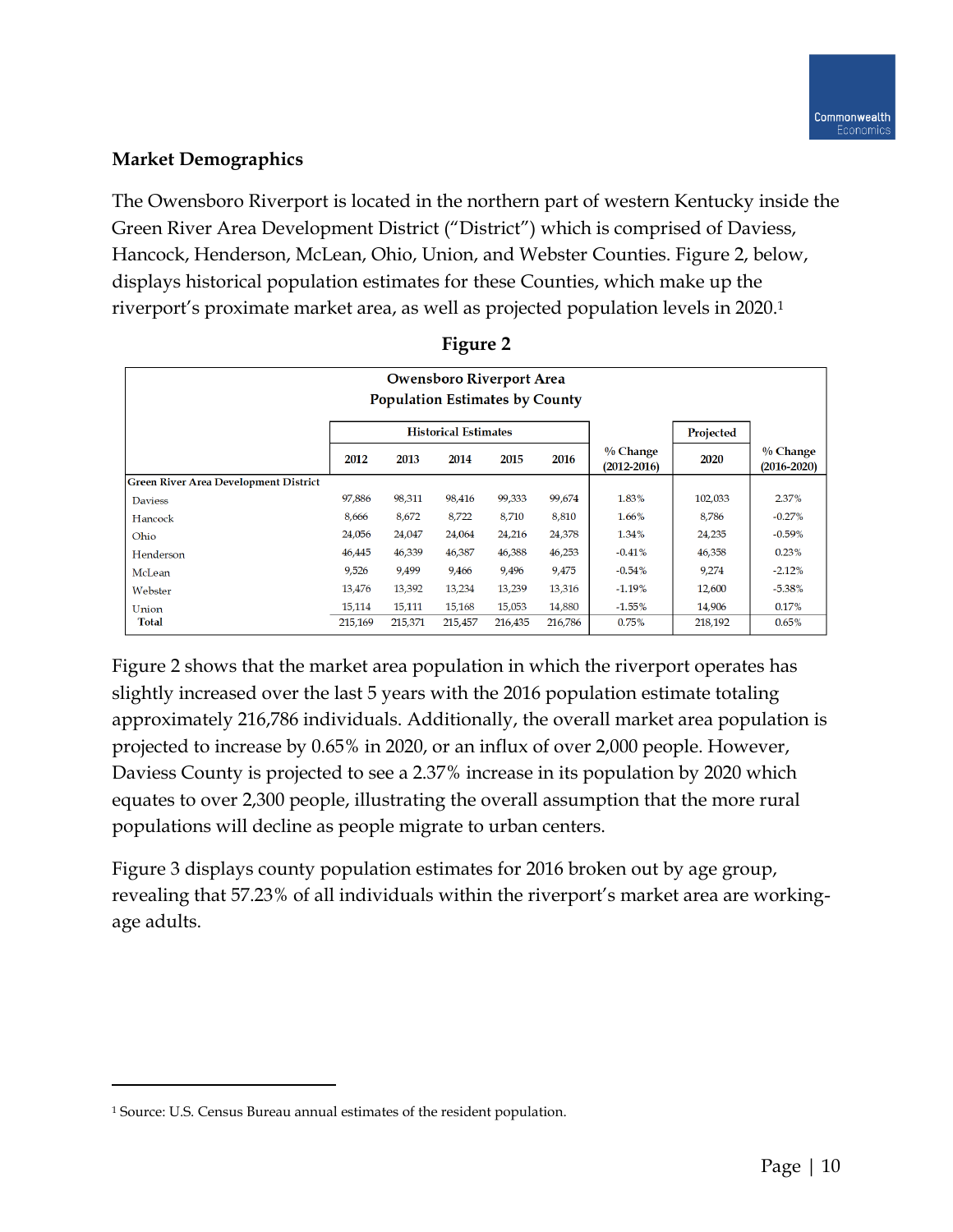## Market Demographics

The Owensboro Riverport is located in the northern part of western Kentucky inside the Green River Area Development District ("District") which is comprised of Daviess, Hancock, Henderson, McLean, Ohio, Union, and Webster Counties. Figure 2, below, displays historical population estimates for these Counties, which make up the riverport's proximate market area, as well as projected population levels in 2020.[1]

**Figure 2**

**Owensboro Riverport Area**
**Population Estimates by County**

| | Historical Estimates | | | | | | Projected | |
|---|---|---|---|---|---|---|---|---|
| | 2012 | 2013 | 2014 | 2015 | 2016 | % Change (2012-2016) | 2020 | % Change (2016-2020) |
| **Green River Area Development District** | | | | | | | | |
| Daviess | 97,886 | 98,311 | 98,416 | 99,333 | 99,674 | 1.83% | 102,033 | 2.37% |
| Hancock | 8,666 | 8,672 | 8,722 | 8,710 | 8,810 | 1.66% | 8,786 | -0.27% |
| Ohio | 24,056 | 24,047 | 24,064 | 24,216 | 24,378 | 1.34% | 24,235 | -0.59% |
| Henderson | 46,445 | 46,339 | 46,387 | 46,388 | 46,253 | -0.41% | 46,358 | 0.23% |
| McLean | 9,526 | 9,499 | 9,466 | 9,496 | 9,475 | -0.54% | 9,274 | -2.12% |
| Webster | 13,476 | 13,392 | 13,234 | 13,239 | 13,316 | -1.19% | 12,600 | -5.38% |
| Union | 15,114 | 15,111 | 15,168 | 15,053 | 14,880 | -1.55% | 14,906 | 0.17% |
| **Total** | 215,169 | 215,371 | 215,457 | 216,435 | 216,786 | 0.75% | 218,192 | 0.65% |

Figure 2 shows that the market area population in which the riverport operates has slightly increased over the last 5 years with the 2016 population estimate totaling approximately 216,786 individuals. Additionally, the overall market area population is projected to increase by 0.65% in 2020, or an influx of over 2,000 people. However, Daviess County is projected to see a 2.37% increase in its population by 2020 which equates to over 2,300 people, illustrating the overall assumption that the more rural populations will decline as people migrate to urban centers.

Figure 3 displays county population estimates for 2016 broken out by age group, revealing that 57.23% of all individuals within the riverport's market area are working-age adults.

---

[1] Source: U.S. Census Bureau annual estimates of the resident population.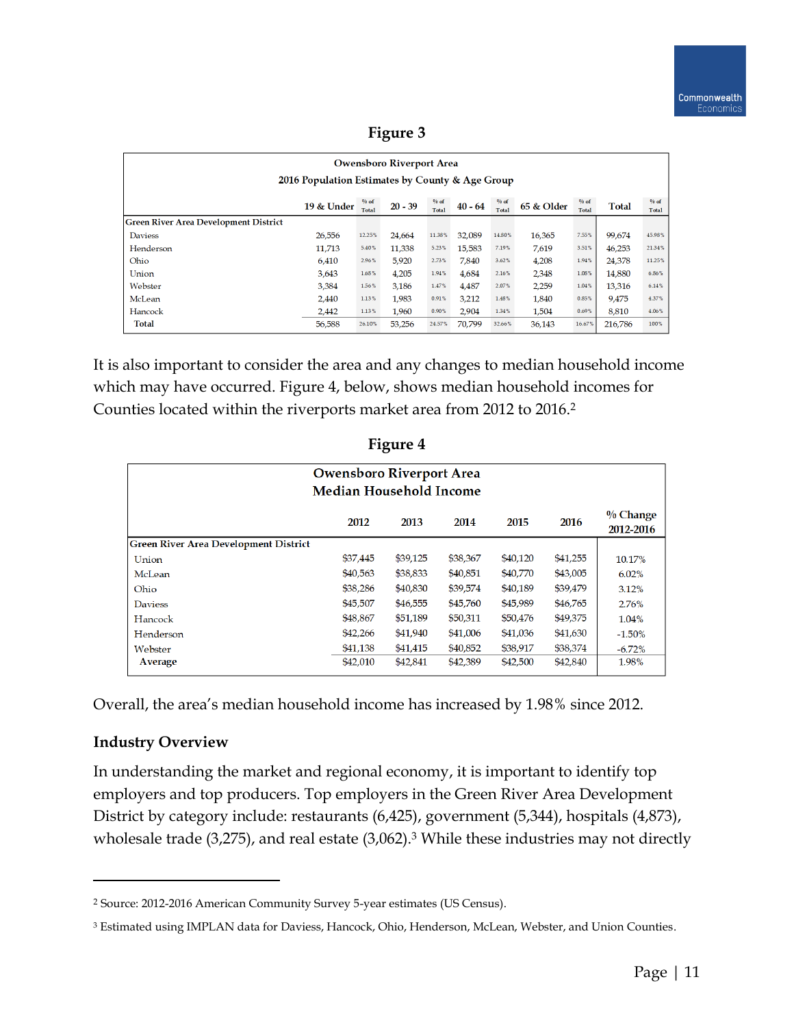**Figure 3**

| Owensboro Riverport Area<br>2016 Population Estimates by County & Age Group | | | | | | | | | | |
|---|---|---|---|---|---|---|---|---|---|---|
| | 19 & Under | % of Total | 20 - 39 | % of Total | 40 - 64 | % of Total | 65 & Older | % of Total | Total | % of Total |
| **Green River Area Development District** | | | | | | | | | | |
| Daviess | 26,556 | 12.25% | 24,664 | 11.38% | 32,089 | 14.80% | 16,365 | 7.55% | 99,674 | 45.98% |
| Henderson | 11,713 | 5.40% | 11,338 | 5.23% | 15,583 | 7.19% | 7,619 | 3.51% | 46,253 | 21.34% |
| Ohio | 6,410 | 2.96% | 5,920 | 2.73% | 7,840 | 3.62% | 4,208 | 1.94% | 24,378 | 11.25% |
| Union | 3,643 | 1.68% | 4,205 | 1.94% | 4,684 | 2.16% | 2,348 | 1.08% | 14,880 | 6.86% |
| Webster | 3,384 | 1.56% | 3,186 | 1.47% | 4,487 | 2.07% | 2,259 | 1.04% | 13,316 | 6.14% |
| McLean | 2,440 | 1.13% | 1,983 | 0.91% | 3,212 | 1.48% | 1,840 | 0.85% | 9,475 | 4.37% |
| Hancock | 2,442 | 1.13% | 1,960 | 0.90% | 2,904 | 1.34% | 1,504 | 0.69% | 8,810 | 4.06% |
| **Total** | 56,588 | 26.10% | 53,256 | 24.57% | 70,799 | 32.66% | 36,143 | 16.67% | 216,786 | 100% |

It is also important to consider the area and any changes to median household income which may have occurred. Figure 4, below, shows median household incomes for Counties located within the riverports market area from 2012 to 2016.[2]

**Figure 4**

| Owensboro Riverport Area<br>Median Household Income | | | | | | |
|---|---|---|---|---|---|---|
| | 2012 | 2013 | 2014 | 2015 | 2016 | % Change 2012-2016 |
| **Green River Area Development District** | | | | | | |
| Union | $37,445 | $39,125 | $38,367 | $40,120 | $41,255 | 10.17% |
| McLean | $40,563 | $38,833 | $40,851 | $40,770 | $43,005 | 6.02% |
| Ohio | $38,286 | $40,830 | $39,574 | $40,189 | $39,479 | 3.12% |
| Daviess | $45,507 | $46,555 | $45,760 | $45,989 | $46,765 | 2.76% |
| Hancock | $48,867 | $51,189 | $50,311 | $50,476 | $49,375 | 1.04% |
| Henderson | $42,266 | $41,940 | $41,006 | $41,036 | $41,630 | -1.50% |
| Webster | $41,138 | $41,415 | $40,852 | $38,917 | $38,374 | -6.72% |
| **Average** | $42,010 | $42,841 | $42,389 | $42,500 | $42,840 | 1.98% |

Overall, the area's median household income has increased by 1.98% since 2012.

### Industry Overview

In understanding the market and regional economy, it is important to identify top employers and top producers. Top employers in the Green River Area Development District by category include: restaurants (6,425), government (5,344), hospitals (4,873), wholesale trade (3,275), and real estate (3,062).[3] While these industries may not directly

---

[2] Source: 2012-2016 American Community Survey 5-year estimates (US Census).

[3] Estimated using IMPLAN data for Daviess, Hancock, Ohio, Henderson, McLean, Webster, and Union Counties.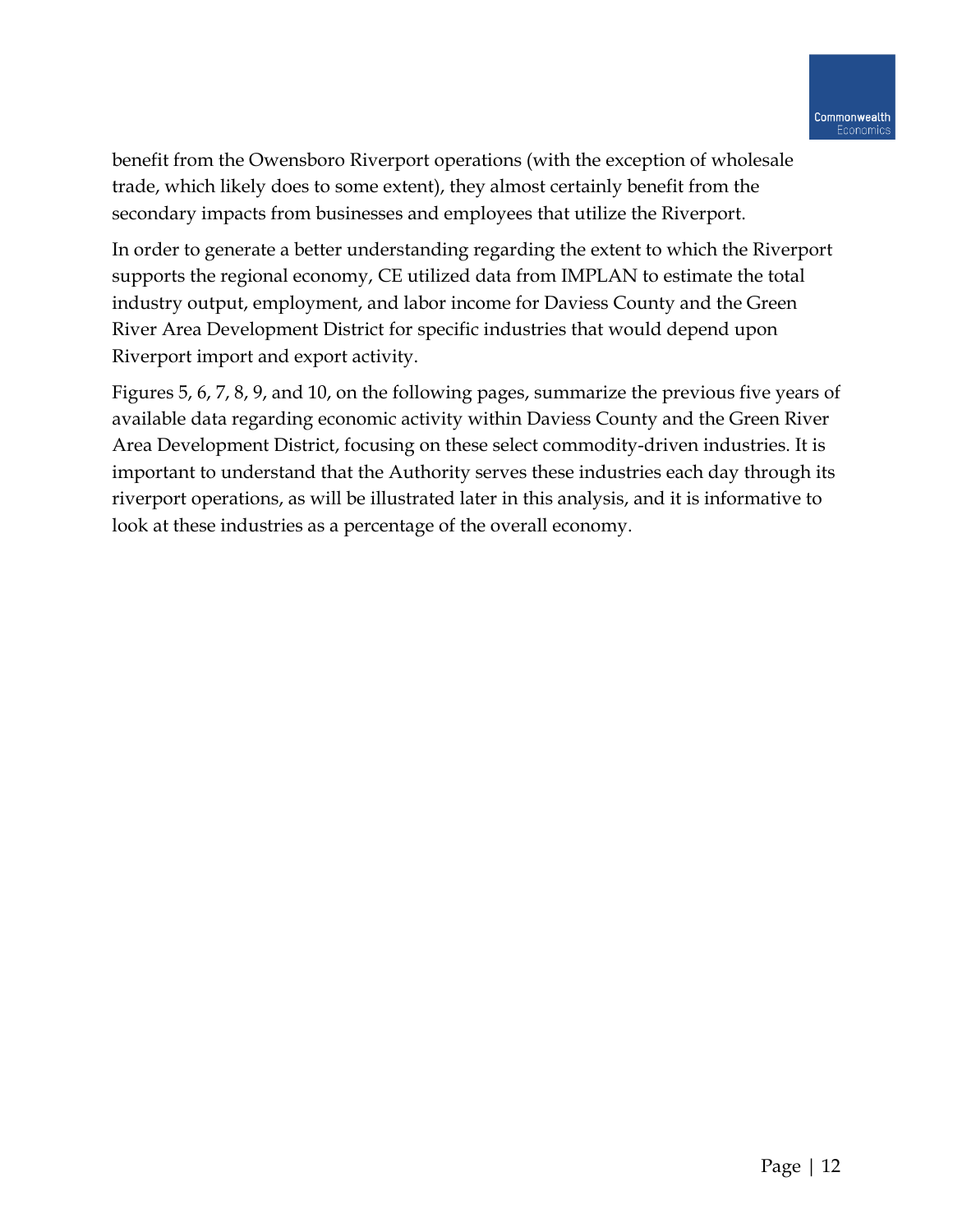benefit from the Owensboro Riverport operations (with the exception of wholesale trade, which likely does to some extent), they almost certainly benefit from the secondary impacts from businesses and employees that utilize the Riverport.

In order to generate a better understanding regarding the extent to which the Riverport supports the regional economy, CE utilized data from IMPLAN to estimate the total industry output, employment, and labor income for Daviess County and the Green River Area Development District for specific industries that would depend upon Riverport import and export activity.

Figures 5, 6, 7, 8, 9, and 10, on the following pages, summarize the previous five years of available data regarding economic activity within Daviess County and the Green River Area Development District, focusing on these select commodity-driven industries. It is important to understand that the Authority serves these industries each day through its riverport operations, as will be illustrated later in this analysis, and it is informative to look at these industries as a percentage of the overall economy.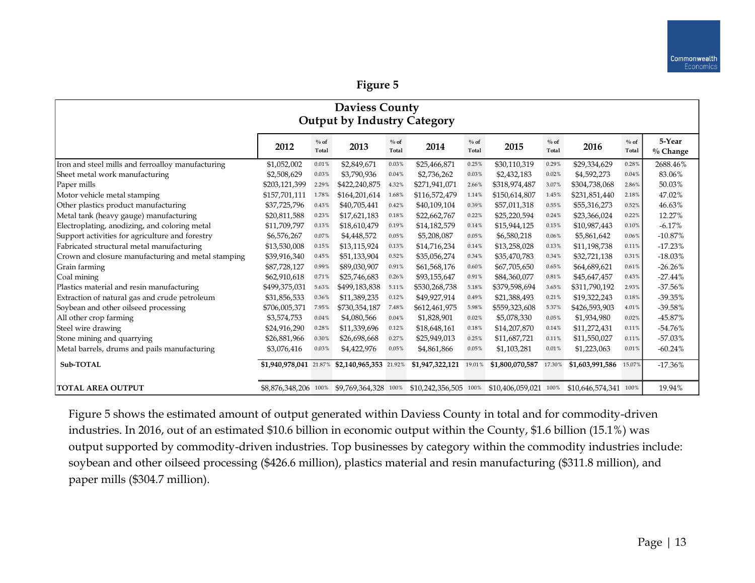**Figure 5**

## Daviess County
### Output by Industry Category

| | 2012 | % of Total | 2013 | % of Total | 2014 | % of Total | 2015 | % of Total | 2016 | % of Total | 5-Year % Change |
|---|---|---|---|---|---|---|---|---|---|---|---|
| Iron and steel mills and ferroalloy manufacturing | $1,052,002 | 0.01% | $2,849,671 | 0.03% | $25,466,871 | 0.25% | $30,110,319 | 0.29% | $29,334,629 | 0.28% | 2688.46% |
| Sheet metal work manufacturing | $2,508,629 | 0.03% | $3,790,936 | 0.04% | $2,736,262 | 0.03% | $2,432,183 | 0.02% | $4,592,273 | 0.04% | 83.06% |
| Paper mills | $203,121,399 | 2.29% | $422,240,875 | 4.32% | $271,941,071 | 2.66% | $318,974,487 | 3.07% | $304,738,068 | 2.86% | 50.03% |
| Motor vehicle metal stamping | $157,701,111 | 1.78% | $164,201,614 | 1.68% | $116,572,479 | 1.14% | $150,614,807 | 1.45% | $231,851,440 | 2.18% | 47.02% |
| Other plastics product manufacturing | $37,725,796 | 0.43% | $40,705,441 | 0.42% | $40,109,104 | 0.39% | $57,011,318 | 0.55% | $55,316,273 | 0.52% | 46.63% |
| Metal tank (heavy gauge) manufacturing | $20,811,588 | 0.23% | $17,621,183 | 0.18% | $22,662,767 | 0.22% | $25,220,594 | 0.24% | $23,366,024 | 0.22% | 12.27% |
| Electroplating, anodizing, and coloring metal | $11,709,797 | 0.13% | $18,610,479 | 0.19% | $14,182,579 | 0.14% | $15,944,125 | 0.15% | $10,987,443 | 0.10% | -6.17% |
| Support activities for agriculture and forestry | $6,576,267 | 0.07% | $4,448,572 | 0.05% | $5,208,087 | 0.05% | $6,580,218 | 0.06% | $5,861,642 | 0.06% | -10.87% |
| Fabricated structural metal manufacturing | $13,530,008 | 0.15% | $13,115,924 | 0.13% | $14,716,234 | 0.14% | $13,258,028 | 0.13% | $11,198,738 | 0.11% | -17.23% |
| Crown and closure manufacturing and metal stamping | $39,916,340 | 0.45% | $51,133,904 | 0.52% | $35,056,274 | 0.34% | $35,470,783 | 0.34% | $32,721,138 | 0.31% | -18.03% |
| Grain farming | $87,728,127 | 0.99% | $89,030,907 | 0.91% | $61,568,176 | 0.60% | $67,705,650 | 0.65% | $64,689,621 | 0.61% | -26.26% |
| Coal mining | $62,910,618 | 0.71% | $25,746,683 | 0.26% | $93,155,647 | 0.91% | $84,360,077 | 0.81% | $45,647,457 | 0.43% | -27.44% |
| Plastics material and resin manufacturing | $499,375,031 | 5.63% | $499,183,838 | 5.11% | $530,268,738 | 5.18% | $379,598,694 | 3.65% | $311,790,192 | 2.93% | -37.56% |
| Extraction of natural gas and crude petroleum | $31,856,533 | 0.36% | $11,389,235 | 0.12% | $49,927,914 | 0.49% | $21,388,493 | 0.21% | $19,322,243 | 0.18% | -39.35% |
| Soybean and other oilseed processing | $706,005,371 | 7.95% | $730,354,187 | 7.48% | $612,461,975 | 5.98% | $559,323,608 | 5.37% | $426,593,903 | 4.01% | -39.58% |
| All other crop farming | $3,574,753 | 0.04% | $4,080,566 | 0.04% | $1,828,901 | 0.02% | $5,078,330 | 0.05% | $1,934,980 | 0.02% | -45.87% |
| Steel wire drawing | $24,916,290 | 0.28% | $11,339,696 | 0.12% | $18,648,161 | 0.18% | $14,207,870 | 0.14% | $11,272,431 | 0.11% | -54.76% |
| Stone mining and quarrying | $26,881,966 | 0.30% | $26,698,668 | 0.27% | $25,949,013 | 0.25% | $11,687,721 | 0.11% | $11,550,027 | 0.11% | -57.03% |
| Metal barrels, drums and pails manufacturing | $3,076,416 | 0.03% | $4,422,976 | 0.05% | $4,861,866 | 0.05% | $1,103,281 | 0.01% | $1,223,063 | 0.01% | -60.24% |
| **Sub-TOTAL** | **$1,940,978,041** | 21.87% | **$2,140,965,353** | 21.92% | **$1,947,322,121** | 19.01% | **$1,800,070,587** | 17.30% | **$1,603,991,586** | 15.07% | -17.36% |
| **TOTAL AREA OUTPUT** | $8,876,348,206 | 100% | $9,769,364,328 | 100% | $10,242,356,505 | 100% | $10,406,059,021 | 100% | $10,646,574,341 | 100% | 19.94% |

Figure 5 shows the estimated amount of output generated within Daviess County in total and for commodity-driven industries. In 2016, out of an estimated $10.6 billion in economic output within the County, $1.6 billion (15.1%) was output supported by commodity-driven industries. Top businesses by category within the commodity industries include: soybean and other oilseed processing ($426.6 million), plastics material and resin manufacturing ($311.8 million), and paper mills ($304.7 million).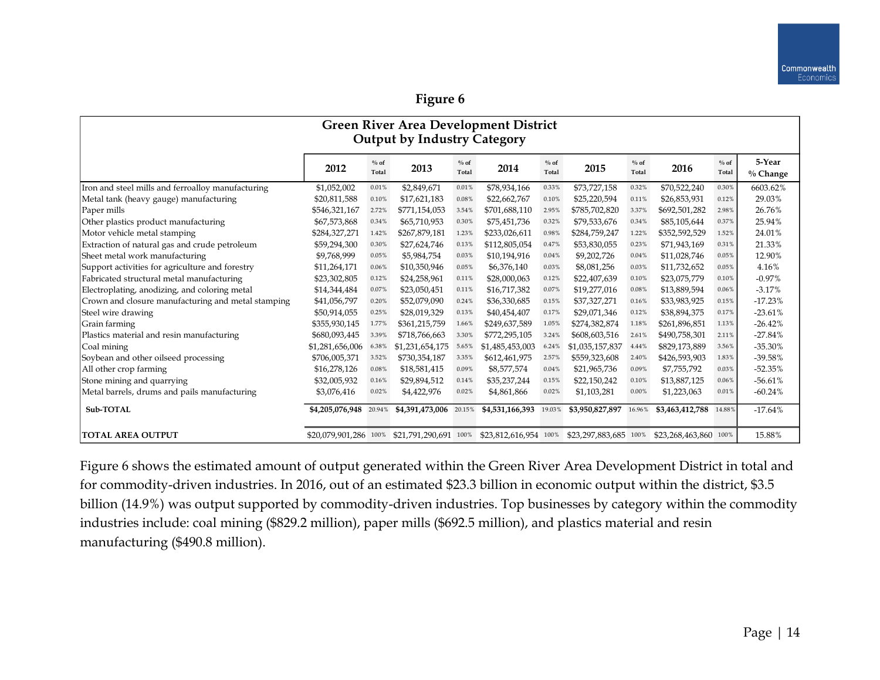**Figure 6**

**Green River Area Development District**
**Output by Industry Category**

| | 2012 | % of Total | 2013 | % of Total | 2014 | % of Total | 2015 | % of Total | 2016 | % of Total | 5-Year % Change |
|---|---|---|---|---|---|---|---|---|---|---|---|
| Iron and steel mills and ferroalloy manufacturing | $1,052,002 | 0.01% | $2,849,671 | 0.01% | $78,934,166 | 0.33% | $73,727,158 | 0.32% | $70,522,240 | 0.30% | 6603.62% |
| Metal tank (heavy gauge) manufacturing | $20,811,588 | 0.10% | $17,621,183 | 0.08% | $22,662,767 | 0.10% | $25,220,594 | 0.11% | $26,853,931 | 0.12% | 29.03% |
| Paper mills | $546,321,167 | 2.72% | $771,154,053 | 3.54% | $701,688,110 | 2.95% | $785,702,820 | 3.37% | $692,501,282 | 2.98% | 26.76% |
| Other plastics product manufacturing | $67,573,868 | 0.34% | $65,710,953 | 0.30% | $75,451,736 | 0.32% | $79,533,676 | 0.34% | $85,105,644 | 0.37% | 25.94% |
| Motor vehicle metal stamping | $284,327,271 | 1.42% | $267,879,181 | 1.23% | $233,026,611 | 0.98% | $284,759,247 | 1.22% | $352,592,529 | 1.52% | 24.01% |
| Extraction of natural gas and crude petroleum | $59,294,300 | 0.30% | $27,624,746 | 0.13% | $112,805,054 | 0.47% | $53,830,055 | 0.23% | $71,943,169 | 0.31% | 21.33% |
| Sheet metal work manufacturing | $9,768,999 | 0.05% | $5,984,754 | 0.03% | $10,194,916 | 0.04% | $9,202,726 | 0.04% | $11,028,746 | 0.05% | 12.90% |
| Support activities for agriculture and forestry | $11,264,171 | 0.06% | $10,350,946 | 0.05% | $6,376,140 | 0.03% | $8,081,256 | 0.03% | $11,732,652 | 0.05% | 4.16% |
| Fabricated structural metal manufacturing | $23,302,805 | 0.12% | $24,258,961 | 0.11% | $28,000,063 | 0.12% | $22,407,639 | 0.10% | $23,075,779 | 0.10% | -0.97% |
| Electroplating, anodizing, and coloring metal | $14,344,484 | 0.07% | $23,050,451 | 0.11% | $16,717,382 | 0.07% | $19,277,016 | 0.08% | $13,889,594 | 0.06% | -3.17% |
| Crown and closure manufacturing and metal stamping | $41,056,797 | 0.20% | $52,079,090 | 0.24% | $36,330,685 | 0.15% | $37,327,271 | 0.16% | $33,983,925 | 0.15% | -17.23% |
| Steel wire drawing | $50,914,055 | 0.25% | $28,019,329 | 0.13% | $40,454,407 | 0.17% | $29,071,346 | 0.12% | $38,894,375 | 0.17% | -23.61% |
| Grain farming | $355,930,145 | 1.77% | $361,215,759 | 1.66% | $249,637,589 | 1.05% | $274,382,874 | 1.18% | $261,896,851 | 1.13% | -26.42% |
| Plastics material and resin manufacturing | $680,093,445 | 3.39% | $718,766,663 | 3.30% | $772,295,105 | 3.24% | $608,603,516 | 2.61% | $490,758,301 | 2.11% | -27.84% |
| Coal mining | $1,281,656,006 | 6.38% | $1,231,654,175 | 5.65% | $1,485,453,003 | 6.24% | $1,035,157,837 | 4.44% | $829,173,889 | 3.56% | -35.30% |
| Soybean and other oilseed processing | $706,005,371 | 3.52% | $730,354,187 | 3.35% | $612,461,975 | 2.57% | $559,323,608 | 2.40% | $426,593,903 | 1.83% | -39.58% |
| All other crop farming | $16,278,126 | 0.08% | $18,581,415 | 0.09% | $8,577,574 | 0.04% | $21,965,736 | 0.09% | $7,755,792 | 0.03% | -52.35% |
| Stone mining and quarrying | $32,005,932 | 0.16% | $29,894,512 | 0.14% | $35,237,244 | 0.15% | $22,150,242 | 0.10% | $13,887,125 | 0.06% | -56.61% |
| Metal barrels, drums and pails manufacturing | $3,076,416 | 0.02% | $4,422,976 | 0.02% | $4,861,866 | 0.02% | $1,103,281 | 0.00% | $1,223,063 | 0.01% | -60.24% |
| **Sub-TOTAL** | **$4,205,076,948** | 20.94% | **$4,391,473,006** | 20.15% | **$4,531,166,393** | 19.03% | **$3,950,827,897** | 16.96% | **$3,463,412,788** | 14.88% | -17.64% |
| **TOTAL AREA OUTPUT** | $20,079,901,286 | 100% | $21,791,290,691 | 100% | $23,812,616,954 | 100% | $23,297,883,685 | 100% | $23,268,463,860 | 100% | 15.88% |

Figure 6 shows the estimated amount of output generated within the Green River Area Development District in total and for commodity-driven industries. In 2016, out of an estimated $23.3 billion in economic output within the district, $3.5 billion (14.9%) was output supported by commodity-driven industries. Top businesses by category within the commodity industries include: coal mining ($829.2 million), paper mills ($692.5 million), and plastics material and resin manufacturing ($490.8 million).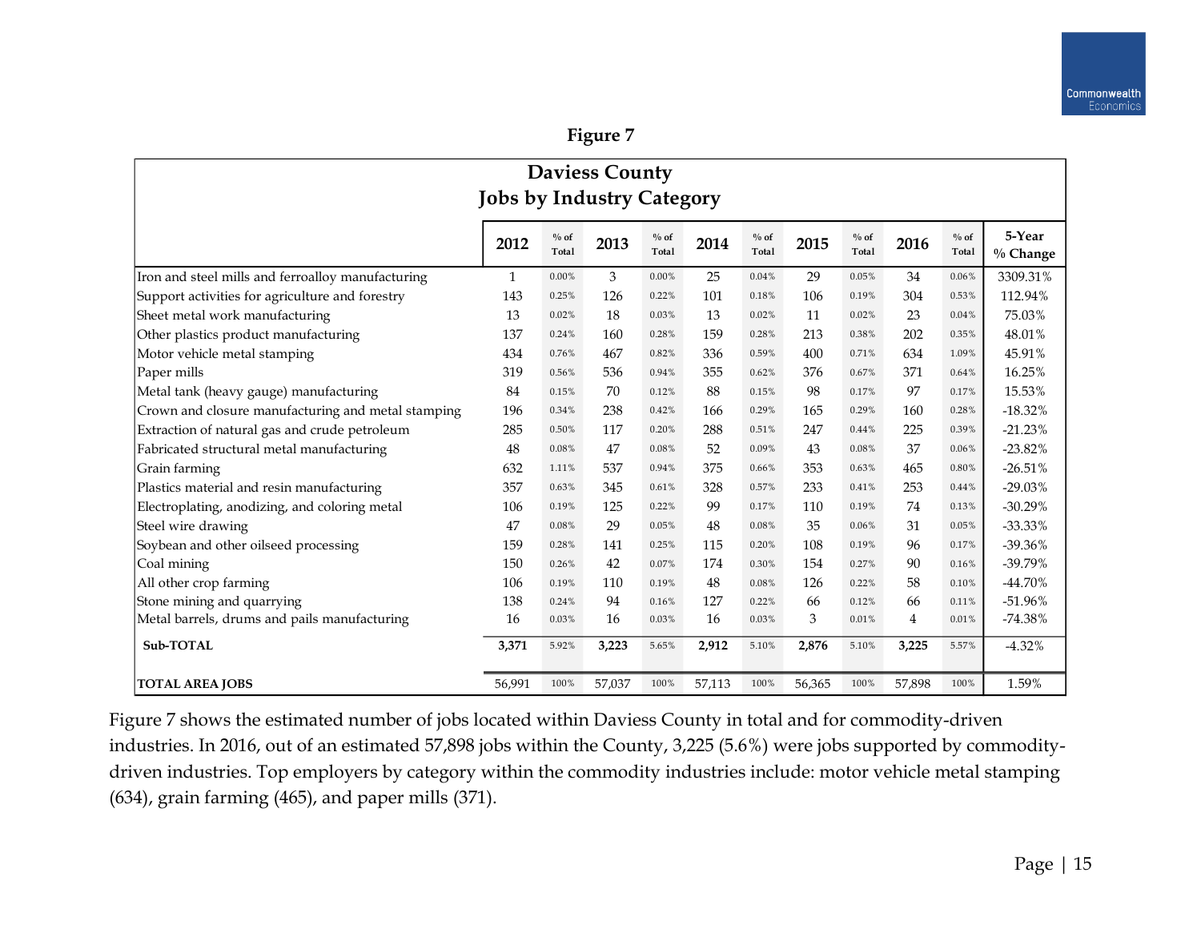**Figure 7**

| Daviess County Jobs by Industry Category | 2012 | % of Total | 2013 | % of Total | 2014 | % of Total | 2015 | % of Total | 2016 | % of Total | 5-Year % Change |
|---|---|---|---|---|---|---|---|---|---|---|---|
| Iron and steel mills and ferroalloy manufacturing | 1 | 0.00% | 3 | 0.00% | 25 | 0.04% | 29 | 0.05% | 34 | 0.06% | 3309.31% |
| Support activities for agriculture and forestry | 143 | 0.25% | 126 | 0.22% | 101 | 0.18% | 106 | 0.19% | 304 | 0.53% | 112.94% |
| Sheet metal work manufacturing | 13 | 0.02% | 18 | 0.03% | 13 | 0.02% | 11 | 0.02% | 23 | 0.04% | 75.03% |
| Other plastics product manufacturing | 137 | 0.24% | 160 | 0.28% | 159 | 0.28% | 213 | 0.38% | 202 | 0.35% | 48.01% |
| Motor vehicle metal stamping | 434 | 0.76% | 467 | 0.82% | 336 | 0.59% | 400 | 0.71% | 634 | 1.09% | 45.91% |
| Paper mills | 319 | 0.56% | 536 | 0.94% | 355 | 0.62% | 376 | 0.67% | 371 | 0.64% | 16.25% |
| Metal tank (heavy gauge) manufacturing | 84 | 0.15% | 70 | 0.12% | 88 | 0.15% | 98 | 0.17% | 97 | 0.17% | 15.53% |
| Crown and closure manufacturing and metal stamping | 196 | 0.34% | 238 | 0.42% | 166 | 0.29% | 165 | 0.29% | 160 | 0.28% | -18.32% |
| Extraction of natural gas and crude petroleum | 285 | 0.50% | 117 | 0.20% | 288 | 0.51% | 247 | 0.44% | 225 | 0.39% | -21.23% |
| Fabricated structural metal manufacturing | 48 | 0.08% | 47 | 0.08% | 52 | 0.09% | 43 | 0.08% | 37 | 0.06% | -23.82% |
| Grain farming | 632 | 1.11% | 537 | 0.94% | 375 | 0.66% | 353 | 0.63% | 465 | 0.80% | -26.51% |
| Plastics material and resin manufacturing | 357 | 0.63% | 345 | 0.61% | 328 | 0.57% | 233 | 0.41% | 253 | 0.44% | -29.03% |
| Electroplating, anodizing, and coloring metal | 106 | 0.19% | 125 | 0.22% | 99 | 0.17% | 110 | 0.19% | 74 | 0.13% | -30.29% |
| Steel wire drawing | 47 | 0.08% | 29 | 0.05% | 48 | 0.08% | 35 | 0.06% | 31 | 0.05% | -33.33% |
| Soybean and other oilseed processing | 159 | 0.28% | 141 | 0.25% | 115 | 0.20% | 108 | 0.19% | 96 | 0.17% | -39.36% |
| Coal mining | 150 | 0.26% | 42 | 0.07% | 174 | 0.30% | 154 | 0.27% | 90 | 0.16% | -39.79% |
| All other crop farming | 106 | 0.19% | 110 | 0.19% | 48 | 0.08% | 126 | 0.22% | 58 | 0.10% | -44.70% |
| Stone mining and quarrying | 138 | 0.24% | 94 | 0.16% | 127 | 0.22% | 66 | 0.12% | 66 | 0.11% | -51.96% |
| Metal barrels, drums and pails manufacturing | 16 | 0.03% | 16 | 0.03% | 16 | 0.03% | 3 | 0.01% | 4 | 0.01% | -74.38% |
| **Sub-TOTAL** | **3,371** | 5.92% | **3,223** | 5.65% | **2,912** | 5.10% | **2,876** | 5.10% | **3,225** | 5.57% | -4.32% |
| **TOTAL AREA JOBS** | 56,991 | 100% | 57,037 | 100% | 57,113 | 100% | 56,365 | 100% | 57,898 | 100% | 1.59% |

Figure 7 shows the estimated number of jobs located within Daviess County in total and for commodity-driven industries. In 2016, out of an estimated 57,898 jobs within the County, 3,225 (5.6%) were jobs supported by commodity-driven industries. Top employers by category within the commodity industries include: motor vehicle metal stamping (634), grain farming (465), and paper mills (371).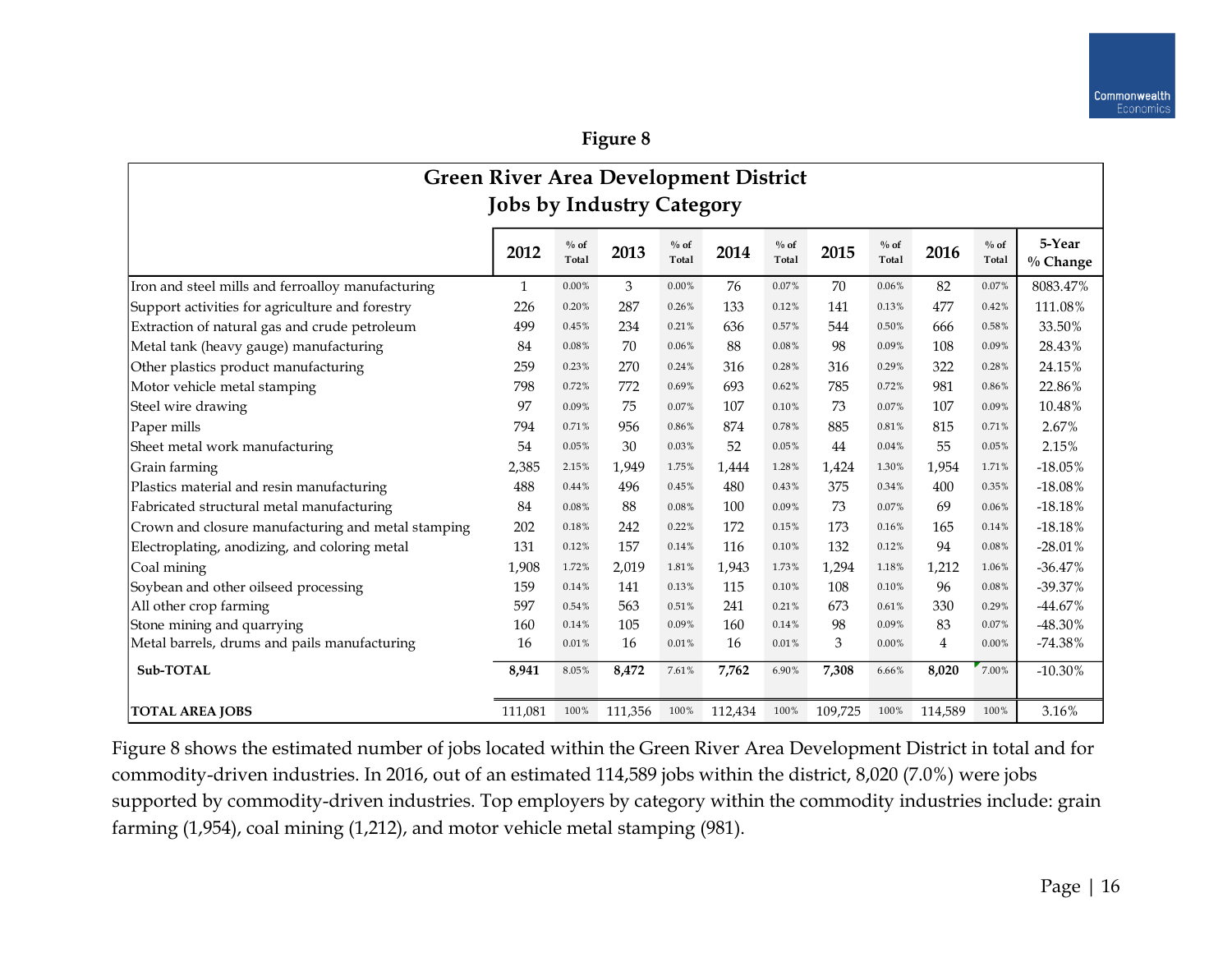Figure 8

| Green River Area Development District<br>Jobs by Industry Category | 2012 | % of Total | 2013 | % of Total | 2014 | % of Total | 2015 | % of Total | 2016 | % of Total | 5-Year % Change |
|---|---|---|---|---|---|---|---|---|---|---|---|
| Iron and steel mills and ferroalloy manufacturing | 1 | 0.00% | 3 | 0.00% | 76 | 0.07% | 70 | 0.06% | 82 | 0.07% | 8083.47% |
| Support activities for agriculture and forestry | 226 | 0.20% | 287 | 0.26% | 133 | 0.12% | 141 | 0.13% | 477 | 0.42% | 111.08% |
| Extraction of natural gas and crude petroleum | 499 | 0.45% | 234 | 0.21% | 636 | 0.57% | 544 | 0.50% | 666 | 0.58% | 33.50% |
| Metal tank (heavy gauge) manufacturing | 84 | 0.08% | 70 | 0.06% | 88 | 0.08% | 98 | 0.09% | 108 | 0.09% | 28.43% |
| Other plastics product manufacturing | 259 | 0.23% | 270 | 0.24% | 316 | 0.28% | 316 | 0.29% | 322 | 0.28% | 24.15% |
| Motor vehicle metal stamping | 798 | 0.72% | 772 | 0.69% | 693 | 0.62% | 785 | 0.72% | 981 | 0.86% | 22.86% |
| Steel wire drawing | 97 | 0.09% | 75 | 0.07% | 107 | 0.10% | 73 | 0.07% | 107 | 0.09% | 10.48% |
| Paper mills | 794 | 0.71% | 956 | 0.86% | 874 | 0.78% | 885 | 0.81% | 815 | 0.71% | 2.67% |
| Sheet metal work manufacturing | 54 | 0.05% | 30 | 0.03% | 52 | 0.05% | 44 | 0.04% | 55 | 0.05% | 2.15% |
| Grain farming | 2,385 | 2.15% | 1,949 | 1.75% | 1,444 | 1.28% | 1,424 | 1.30% | 1,954 | 1.71% | -18.05% |
| Plastics material and resin manufacturing | 488 | 0.44% | 496 | 0.45% | 480 | 0.43% | 375 | 0.34% | 400 | 0.35% | -18.08% |
| Fabricated structural metal manufacturing | 84 | 0.08% | 88 | 0.08% | 100 | 0.09% | 73 | 0.07% | 69 | 0.06% | -18.18% |
| Crown and closure manufacturing and metal stamping | 202 | 0.18% | 242 | 0.22% | 172 | 0.15% | 173 | 0.16% | 165 | 0.14% | -18.18% |
| Electroplating, anodizing, and coloring metal | 131 | 0.12% | 157 | 0.14% | 116 | 0.10% | 132 | 0.12% | 94 | 0.08% | -28.01% |
| Coal mining | 1,908 | 1.72% | 2,019 | 1.81% | 1,943 | 1.73% | 1,294 | 1.18% | 1,212 | 1.06% | -36.47% |
| Soybean and other oilseed processing | 159 | 0.14% | 141 | 0.13% | 115 | 0.10% | 108 | 0.10% | 96 | 0.08% | -39.37% |
| All other crop farming | 597 | 0.54% | 563 | 0.51% | 241 | 0.21% | 673 | 0.61% | 330 | 0.29% | -44.67% |
| Stone mining and quarrying | 160 | 0.14% | 105 | 0.09% | 160 | 0.14% | 98 | 0.09% | 83 | 0.07% | -48.30% |
| Metal barrels, drums and pails manufacturing | 16 | 0.01% | 16 | 0.01% | 16 | 0.01% | 3 | 0.00% | 4 | 0.00% | -74.38% |
| **Sub-TOTAL** | **8,941** | 8.05% | **8,472** | 7.61% | **7,762** | 6.90% | **7,308** | 6.66% | **8,020** | 7.00% | -10.30% |
| **TOTAL AREA JOBS** | 111,081 | 100% | 111,356 | 100% | 112,434 | 100% | 109,725 | 100% | 114,589 | 100% | 3.16% |

Figure 8 shows the estimated number of jobs located within the Green River Area Development District in total and for commodity-driven industries. In 2016, out of an estimated 114,589 jobs within the district, 8,020 (7.0%) were jobs supported by commodity-driven industries. Top employers by category within the commodity industries include: grain farming (1,954), coal mining (1,212), and motor vehicle metal stamping (981).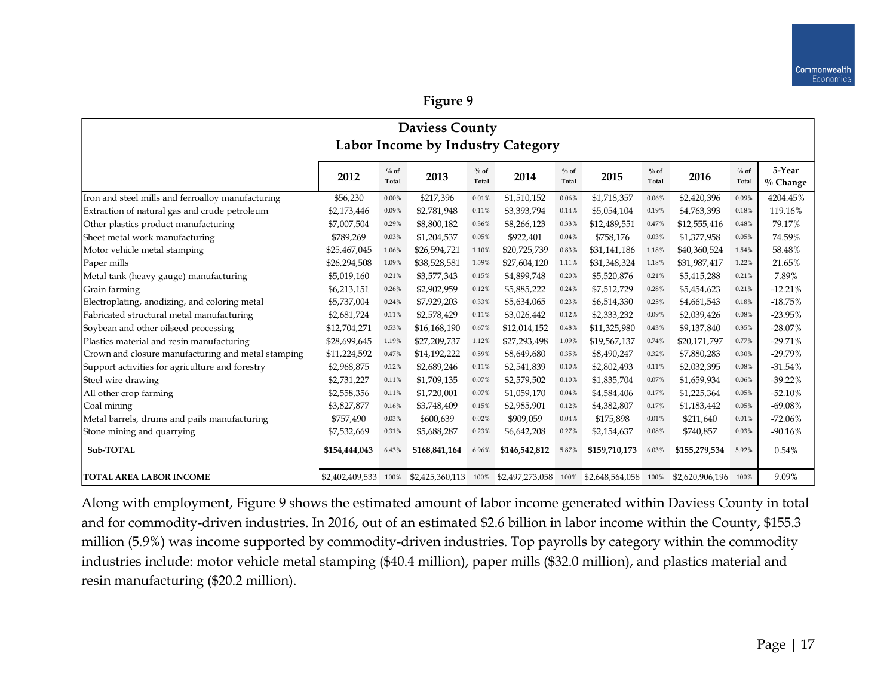**Figure 9**

| Daviess County<br>Labor Income by Industry Category | 2012 | % of Total | 2013 | % of Total | 2014 | % of Total | 2015 | % of Total | 2016 | % of Total | 5-Year % Change |
|---|---|---|---|---|---|---|---|---|---|---|---|
| Iron and steel mills and ferroalloy manufacturing | $56,230 | 0.00% | $217,396 | 0.01% | $1,510,152 | 0.06% | $1,718,357 | 0.06% | $2,420,396 | 0.09% | 4204.45% |
| Extraction of natural gas and crude petroleum | $2,173,446 | 0.09% | $2,781,948 | 0.11% | $3,393,794 | 0.14% | $5,054,104 | 0.19% | $4,763,393 | 0.18% | 119.16% |
| Other plastics product manufacturing | $7,007,504 | 0.29% | $8,800,182 | 0.36% | $8,266,123 | 0.33% | $12,489,551 | 0.47% | $12,555,416 | 0.48% | 79.17% |
| Sheet metal work manufacturing | $789,269 | 0.03% | $1,204,537 | 0.05% | $922,401 | 0.04% | $758,176 | 0.03% | $1,377,958 | 0.05% | 74.59% |
| Motor vehicle metal stamping | $25,467,045 | 1.06% | $26,594,721 | 1.10% | $20,725,739 | 0.83% | $31,141,186 | 1.18% | $40,360,524 | 1.54% | 58.48% |
| Paper mills | $26,294,508 | 1.09% | $38,528,581 | 1.59% | $27,604,120 | 1.11% | $31,348,324 | 1.18% | $31,987,417 | 1.22% | 21.65% |
| Metal tank (heavy gauge) manufacturing | $5,019,160 | 0.21% | $3,577,343 | 0.15% | $4,899,748 | 0.20% | $5,520,876 | 0.21% | $5,415,288 | 0.21% | 7.89% |
| Grain farming | $6,213,151 | 0.26% | $2,902,959 | 0.12% | $5,885,222 | 0.24% | $7,512,729 | 0.28% | $5,454,623 | 0.21% | -12.21% |
| Electroplating, anodizing, and coloring metal | $5,737,004 | 0.24% | $7,929,203 | 0.33% | $5,634,065 | 0.23% | $6,514,330 | 0.25% | $4,661,543 | 0.18% | -18.75% |
| Fabricated structural metal manufacturing | $2,681,724 | 0.11% | $2,578,429 | 0.11% | $3,026,442 | 0.12% | $2,333,232 | 0.09% | $2,039,426 | 0.08% | -23.95% |
| Soybean and other oilseed processing | $12,704,271 | 0.53% | $16,168,190 | 0.67% | $12,014,152 | 0.48% | $11,325,980 | 0.43% | $9,137,840 | 0.35% | -28.07% |
| Plastics material and resin manufacturing | $28,699,645 | 1.19% | $27,209,737 | 1.12% | $27,293,498 | 1.09% | $19,567,137 | 0.74% | $20,171,797 | 0.77% | -29.71% |
| Crown and closure manufacturing and metal stamping | $11,224,592 | 0.47% | $14,192,222 | 0.59% | $8,649,680 | 0.35% | $8,490,247 | 0.32% | $7,880,283 | 0.30% | -29.79% |
| Support activities for agriculture and forestry | $2,968,875 | 0.12% | $2,689,246 | 0.11% | $2,541,839 | 0.10% | $2,802,493 | 0.11% | $2,032,395 | 0.08% | -31.54% |
| Steel wire drawing | $2,731,227 | 0.11% | $1,709,135 | 0.07% | $2,579,502 | 0.10% | $1,835,704 | 0.07% | $1,659,934 | 0.06% | -39.22% |
| All other crop farming | $2,558,356 | 0.11% | $1,720,001 | 0.07% | $1,059,170 | 0.04% | $4,584,406 | 0.17% | $1,225,364 | 0.05% | -52.10% |
| Coal mining | $3,827,877 | 0.16% | $3,748,409 | 0.15% | $2,985,901 | 0.12% | $4,382,807 | 0.17% | $1,183,442 | 0.05% | -69.08% |
| Metal barrels, drums and pails manufacturing | $757,490 | 0.03% | $600,639 | 0.02% | $909,059 | 0.04% | $175,898 | 0.01% | $211,640 | 0.01% | -72.06% |
| Stone mining and quarrying | $7,532,669 | 0.31% | $5,688,287 | 0.23% | $6,642,208 | 0.27% | $2,154,637 | 0.08% | $740,857 | 0.03% | -90.16% |
| **Sub-TOTAL** | **$154,444,043** | 6.43% | **$168,841,164** | 6.96% | **$146,542,812** | 5.87% | **$159,710,173** | 6.03% | **$155,279,534** | 5.92% | 0.54% |
| **TOTAL AREA LABOR INCOME** | $2,402,409,533 | 100% | $2,425,360,113 | 100% | $2,497,273,058 | 100% | $2,648,564,058 | 100% | $2,620,906,196 | 100% | 9.09% |

Along with employment, Figure 9 shows the estimated amount of labor income generated within Daviess County in total and for commodity-driven industries. In 2016, out of an estimated $2.6 billion in labor income within the County, $155.3 million (5.9%) was income supported by commodity-driven industries. Top payrolls by category within the commodity industries include: motor vehicle metal stamping ($40.4 million), paper mills ($32.0 million), and plastics material and resin manufacturing ($20.2 million).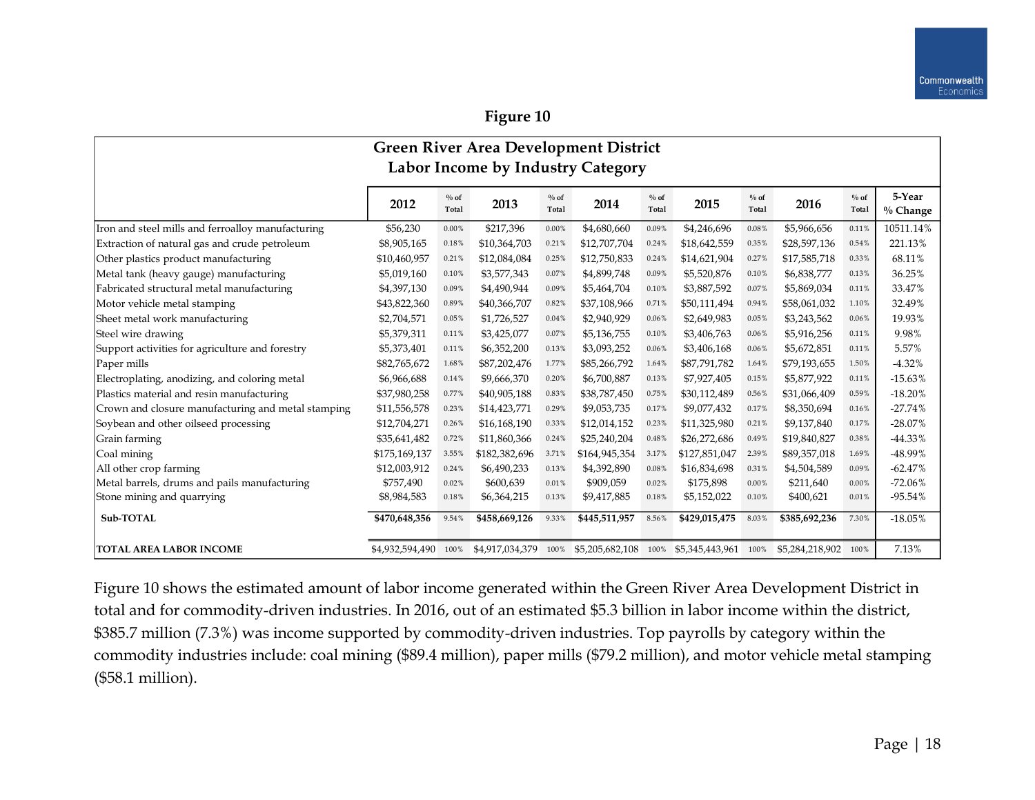**Figure 10**

**Green River Area Development District**
**Labor Income by Industry Category**

| | 2012 | % of Total | 2013 | % of Total | 2014 | % of Total | 2015 | % of Total | 2016 | % of Total | 5-Year % Change |
|---|---|---|---|---|---|---|---|---|---|---|---|
| Iron and steel mills and ferroalloy manufacturing | $56,230 | 0.00% | $217,396 | 0.00% | $4,680,660 | 0.09% | $4,246,696 | 0.08% | $5,966,656 | 0.11% | 10511.14% |
| Extraction of natural gas and crude petroleum | $8,905,165 | 0.18% | $10,364,703 | 0.21% | $12,707,704 | 0.24% | $18,642,559 | 0.35% | $28,597,136 | 0.54% | 221.13% |
| Other plastics product manufacturing | $10,460,957 | 0.21% | $12,084,084 | 0.25% | $12,750,833 | 0.24% | $14,621,904 | 0.27% | $17,585,718 | 0.33% | 68.11% |
| Metal tank (heavy gauge) manufacturing | $5,019,160 | 0.10% | $3,577,343 | 0.07% | $4,899,748 | 0.09% | $5,520,876 | 0.10% | $6,838,777 | 0.13% | 36.25% |
| Fabricated structural metal manufacturing | $4,397,130 | 0.09% | $4,490,944 | 0.09% | $5,464,704 | 0.10% | $3,887,592 | 0.07% | $5,869,034 | 0.11% | 33.47% |
| Motor vehicle metal stamping | $43,822,360 | 0.89% | $40,366,707 | 0.82% | $37,108,966 | 0.71% | $50,111,494 | 0.94% | $58,061,032 | 1.10% | 32.49% |
| Sheet metal work manufacturing | $2,704,571 | 0.05% | $1,726,527 | 0.04% | $2,940,929 | 0.06% | $2,649,983 | 0.05% | $3,243,562 | 0.06% | 19.93% |
| Steel wire drawing | $5,379,311 | 0.11% | $3,425,077 | 0.07% | $5,136,755 | 0.10% | $3,406,763 | 0.06% | $5,916,256 | 0.11% | 9.98% |
| Support activities for agriculture and forestry | $5,373,401 | 0.11% | $6,352,200 | 0.13% | $3,093,252 | 0.06% | $3,406,168 | 0.06% | $5,672,851 | 0.11% | 5.57% |
| Paper mills | $82,765,672 | 1.68% | $87,202,476 | 1.77% | $85,266,792 | 1.64% | $87,791,782 | 1.64% | $79,193,655 | 1.50% | -4.32% |
| Electroplating, anodizing, and coloring metal | $6,966,688 | 0.14% | $9,666,370 | 0.20% | $6,700,887 | 0.13% | $7,927,405 | 0.15% | $5,877,922 | 0.11% | -15.63% |
| Plastics material and resin manufacturing | $37,980,258 | 0.77% | $40,905,188 | 0.83% | $38,787,450 | 0.75% | $30,112,489 | 0.56% | $31,066,409 | 0.59% | -18.20% |
| Crown and closure manufacturing and metal stamping | $11,556,578 | 0.23% | $14,423,771 | 0.29% | $9,053,735 | 0.17% | $9,077,432 | 0.17% | $8,350,694 | 0.16% | -27.74% |
| Soybean and other oilseed processing | $12,704,271 | 0.26% | $16,168,190 | 0.33% | $12,014,152 | 0.23% | $11,325,980 | 0.21% | $9,137,840 | 0.17% | -28.07% |
| Grain farming | $35,641,482 | 0.72% | $11,860,366 | 0.24% | $25,240,204 | 0.48% | $26,272,686 | 0.49% | $19,840,827 | 0.38% | -44.33% |
| Coal mining | $175,169,137 | 3.55% | $182,382,696 | 3.71% | $164,945,354 | 3.17% | $127,851,047 | 2.39% | $89,357,018 | 1.69% | -48.99% |
| All other crop farming | $12,003,912 | 0.24% | $6,490,233 | 0.13% | $4,392,890 | 0.08% | $16,834,698 | 0.31% | $4,504,589 | 0.09% | -62.47% |
| Metal barrels, drums and pails manufacturing | $757,490 | 0.02% | $600,639 | 0.01% | $909,059 | 0.02% | $175,898 | 0.00% | $211,640 | 0.00% | -72.06% |
| Stone mining and quarrying | $8,984,583 | 0.18% | $6,364,215 | 0.13% | $9,417,885 | 0.18% | $5,152,022 | 0.10% | $400,621 | 0.01% | -95.54% |
| **Sub-TOTAL** | **$470,648,356** | 9.54% | **$458,669,126** | 9.33% | **$445,511,957** | 8.56% | **$429,015,475** | 8.03% | **$385,692,236** | 7.30% | -18.05% |
| **TOTAL AREA LABOR INCOME** | $4,932,594,490 | 100% | $4,917,034,379 | 100% | $5,205,682,108 | 100% | $5,345,443,961 | 100% | $5,284,218,902 | 100% | 7.13% |

Figure 10 shows the estimated amount of labor income generated within the Green River Area Development District in total and for commodity-driven industries. In 2016, out of an estimated $5.3 billion in labor income within the district, $385.7 million (7.3%) was income supported by commodity-driven industries. Top payrolls by category within the commodity industries include: coal mining ($89.4 million), paper mills ($79.2 million), and motor vehicle metal stamping ($58.1 million).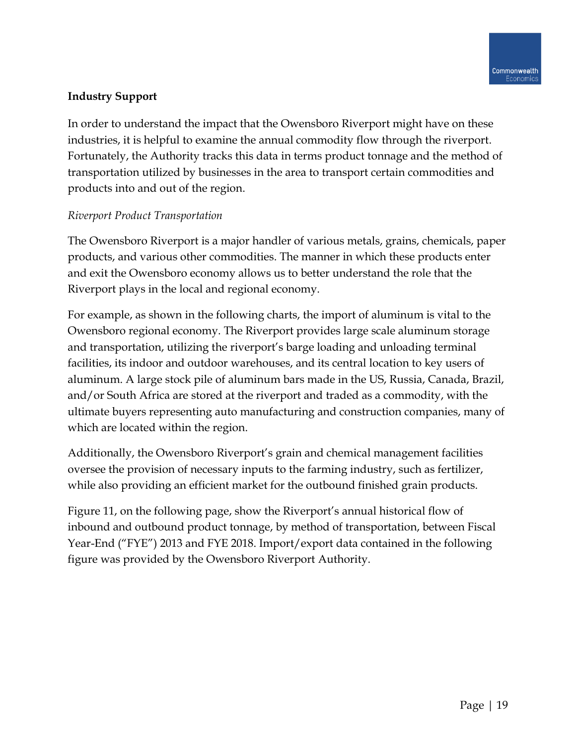**Industry Support**

In order to understand the impact that the Owensboro Riverport might have on these industries, it is helpful to examine the annual commodity flow through the riverport. Fortunately, the Authority tracks this data in terms product tonnage and the method of transportation utilized by businesses in the area to transport certain commodities and products into and out of the region.

*Riverport Product Transportation*

The Owensboro Riverport is a major handler of various metals, grains, chemicals, paper products, and various other commodities. The manner in which these products enter and exit the Owensboro economy allows us to better understand the role that the Riverport plays in the local and regional economy.

For example, as shown in the following charts, the import of aluminum is vital to the Owensboro regional economy. The Riverport provides large scale aluminum storage and transportation, utilizing the riverport's barge loading and unloading terminal facilities, its indoor and outdoor warehouses, and its central location to key users of aluminum. A large stock pile of aluminum bars made in the US, Russia, Canada, Brazil, and/or South Africa are stored at the riverport and traded as a commodity, with the ultimate buyers representing auto manufacturing and construction companies, many of which are located within the region.

Additionally, the Owensboro Riverport's grain and chemical management facilities oversee the provision of necessary inputs to the farming industry, such as fertilizer, while also providing an efficient market for the outbound finished grain products.

Figure 11, on the following page, show the Riverport's annual historical flow of inbound and outbound product tonnage, by method of transportation, between Fiscal Year-End ("FYE") 2013 and FYE 2018. Import/export data contained in the following figure was provided by the Owensboro Riverport Authority.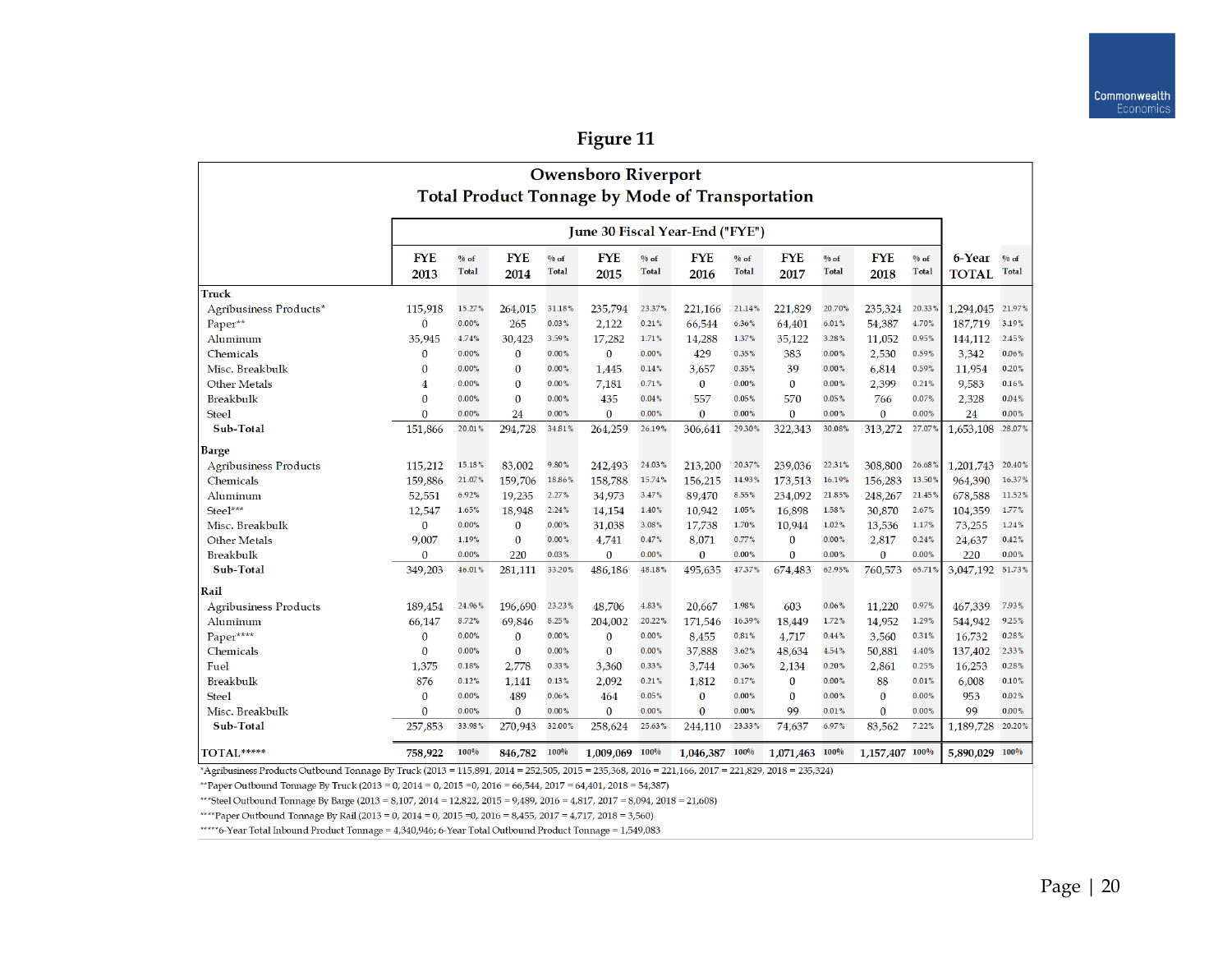# Figure 11

## Owensboro Riverport
## Total Product Tonnage by Mode of Transportation

| | June 30 Fiscal Year-End ("FYE") | | | | | | | | | | | | | |
|---|---|---|---|---|---|---|---|---|---|---|---|---|---|---|
| | FYE 2013 | % of Total | FYE 2014 | % of Total | FYE 2015 | % of Total | FYE 2016 | % of Total | FYE 2017 | % of Total | FYE 2018 | % of Total | 6-Year TOTAL | % of Total |
| **Truck** | | | | | | | | | | | | | | |
| Agribusiness Products* | 115,918 | 15.27% | 264,015 | 31.18% | 235,794 | 23.37% | 221,166 | 21.14% | 221,829 | 20.70% | 235,324 | 20.33% | 1,294,045 | 21.97% |
| Paper** | 0 | 0.00% | 265 | 0.03% | 2,122 | 0.21% | 66,544 | 6.36% | 64,401 | 6.01% | 54,387 | 4.70% | 187,719 | 3.19% |
| Aluminum | 35,945 | 4.74% | 30,423 | 3.59% | 17,282 | 1.71% | 14,288 | 1.37% | 35,122 | 3.28% | 11,052 | 0.95% | 144,112 | 2.45% |
| Chemicals | 0 | 0.00% | 0 | 0.00% | 0 | 0.00% | 429 | 0.35% | 383 | 0.00% | 2,530 | 0.59% | 3,342 | 0.06% |
| Misc. Breakbulk | 0 | 0.00% | 0 | 0.00% | 1,445 | 0.14% | 3,657 | 0.35% | 39 | 0.00% | 6,814 | 0.59% | 11,954 | 0.20% |
| Other Metals | 4 | 0.00% | 0 | 0.00% | 7,181 | 0.71% | 0 | 0.00% | 0 | 0.00% | 2,399 | 0.21% | 9,583 | 0.16% |
| Breakbulk | 0 | 0.00% | 0 | 0.00% | 435 | 0.04% | 557 | 0.05% | 570 | 0.05% | 766 | 0.07% | 2,328 | 0.04% |
| Steel | 0 | 0.00% | 24 | 0.00% | 0 | 0.00% | 0 | 0.00% | 0 | 0.00% | 0 | 0.00% | 24 | 0.00% |
| **Sub-Total** | 151,866 | 20.01% | 294,728 | 34.81% | 264,259 | 26.19% | 306,641 | 29.30% | 322,343 | 30.08% | 313,272 | 27.07% | 1,653,108 | 28.07% |
| **Barge** | | | | | | | | | | | | | | |
| Agribusiness Products | 115,212 | 15.18% | 83,002 | 9.80% | 242,493 | 24.03% | 213,200 | 20.37% | 239,036 | 22.31% | 308,800 | 26.68% | 1,201,743 | 20.40% |
| Chemicals | 159,886 | 21.07% | 159,706 | 18.86% | 158,788 | 15.74% | 156,215 | 14.93% | 173,513 | 16.19% | 156,283 | 13.50% | 964,390 | 16.37% |
| Aluminum | 52,551 | 6.92% | 19,235 | 2.27% | 34,973 | 3.47% | 89,470 | 8.55% | 234,092 | 21.85% | 248,267 | 21.45% | 678,588 | 11.52% |
| Steel*** | 12,547 | 1.65% | 18,948 | 2.24% | 14,154 | 1.40% | 10,942 | 1.05% | 16,898 | 1.58% | 30,870 | 2.67% | 104,359 | 1.77% |
| Misc. Breakbulk | 0 | 0.00% | 0 | 0.00% | 31,038 | 3.08% | 17,738 | 1.70% | 10,944 | 1.02% | 13,536 | 1.17% | 73,255 | 1.24% |
| Other Metals | 9,007 | 1.19% | 0 | 0.00% | 4,741 | 0.47% | 8,071 | 0.77% | 0 | 0.00% | 2,817 | 0.24% | 24,637 | 0.42% |
| Breakbulk | 0 | 0.00% | 220 | 0.03% | 0 | 0.00% | 0 | 0.00% | 0 | 0.00% | 0 | 0.00% | 220 | 0.00% |
| **Sub-Total** | 349,203 | 46.01% | 281,111 | 33.20% | 486,186 | 48.18% | 495,635 | 47.37% | 674,483 | 62.95% | 760,573 | 65.71% | 3,047,192 | 51.73% |
| **Rail** | | | | | | | | | | | | | | |
| Agribusiness Products | 189,454 | 24.96% | 196,690 | 23.23% | 48,706 | 4.83% | 20,667 | 1.98% | 603 | 0.06% | 11,220 | 0.97% | 467,339 | 7.93% |
| Aluminum | 66,147 | 8.72% | 69,846 | 8.25% | 204,002 | 20.22% | 171,546 | 16.39% | 18,449 | 1.72% | 14,952 | 1.29% | 544,942 | 9.25% |
| Paper**** | 0 | 0.00% | 0 | 0.00% | 0 | 0.00% | 8,455 | 0.81% | 4,717 | 0.44% | 3,560 | 0.31% | 16,732 | 0.28% |
| Chemicals | 0 | 0.00% | 0 | 0.00% | 0 | 0.00% | 37,888 | 3.62% | 48,634 | 4.54% | 50,881 | 4.40% | 137,402 | 2.33% |
| Fuel | 1,375 | 0.18% | 2,778 | 0.33% | 3,360 | 0.33% | 3,744 | 0.36% | 2,134 | 0.20% | 2,861 | 0.25% | 16,253 | 0.28% |
| Breakbulk | 876 | 0.12% | 1,141 | 0.13% | 2,092 | 0.21% | 1,812 | 0.17% | 0 | 0.00% | 88 | 0.01% | 6,008 | 0.10% |
| Steel | 0 | 0.00% | 489 | 0.06% | 464 | 0.05% | 0 | 0.00% | 0 | 0.00% | 0 | 0.00% | 953 | 0.02% |
| Misc. Breakbulk | 0 | 0.00% | 0 | 0.00% | 0 | 0.00% | 0 | 0.00% | 99 | 0.01% | 0 | 0.00% | 99 | 0.00% |
| **Sub-Total** | 257,853 | 33.98% | 270,943 | 32.00% | 258,624 | 25.63% | 244,110 | 23.33% | 74,637 | 6.97% | 83,562 | 7.22% | 1,189,728 | 20.20% |
| **TOTAL*\*\*\*\*** | 758,922 | 100% | 846,782 | 100% | 1,009,069 | 100% | 1,046,387 | 100% | 1,071,463 | 100% | 1,157,407 | 100% | 5,890,029 | 100% |

*Agribusiness Products Outbound Tonnage By Truck (2013 = 115,891, 2014 = 252,505, 2015 = 235,368, 2016 = 221,166, 2017 = 221,829, 2018 = 235,324)

**Paper Outbound Tonnage By Truck (2013 = 0, 2014 = 0, 2015 =0, 2016 = 66,544, 2017 = 64,401, 2018 = 54,387)

***Steel Outbound Tonnage By Barge (2013 = 8,107, 2014 = 12,822, 2015 = 9,489, 2016 = 4,817, 2017 = 8,094, 2018 = 21,608)

****Paper Outbound Tonnage By Rail (2013 = 0, 2014 = 0, 2015 =0, 2016 = 8,455, 2017 = 4,717, 2018 = 3,560)

*****6-Year Total Inbound Product Tonnage = 4,340,946; 6-Year Total Outbound Product Tonnage = 1,549,083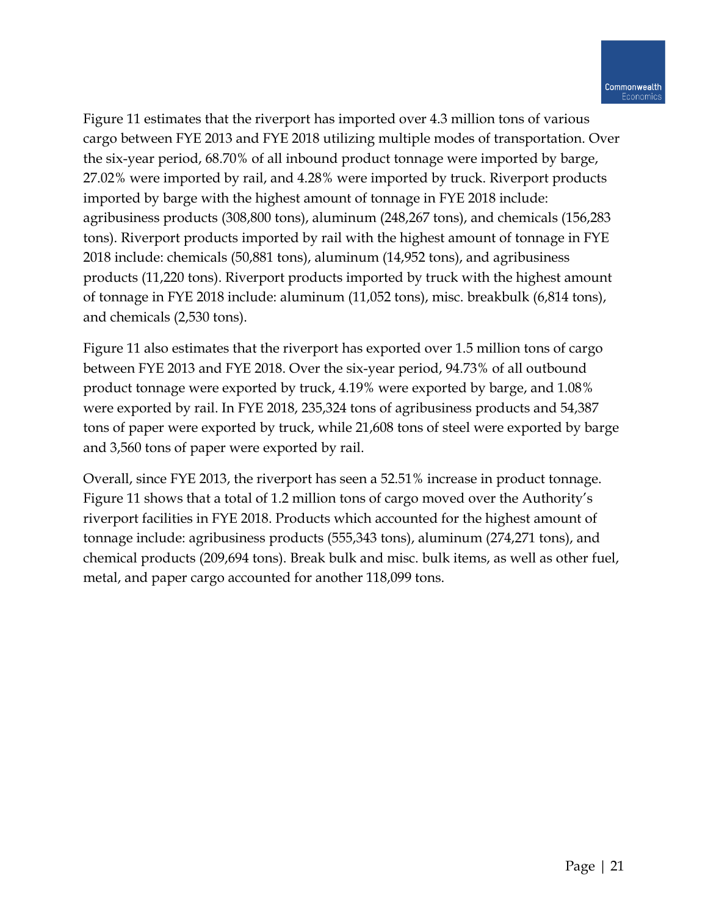Figure 11 estimates that the riverport has imported over 4.3 million tons of various cargo between FYE 2013 and FYE 2018 utilizing multiple modes of transportation. Over the six-year period, 68.70% of all inbound product tonnage were imported by barge, 27.02% were imported by rail, and 4.28% were imported by truck. Riverport products imported by barge with the highest amount of tonnage in FYE 2018 include: agribusiness products (308,800 tons), aluminum (248,267 tons), and chemicals (156,283 tons). Riverport products imported by rail with the highest amount of tonnage in FYE 2018 include: chemicals (50,881 tons), aluminum (14,952 tons), and agribusiness products (11,220 tons). Riverport products imported by truck with the highest amount of tonnage in FYE 2018 include: aluminum (11,052 tons), misc. breakbulk (6,814 tons), and chemicals (2,530 tons).

Figure 11 also estimates that the riverport has exported over 1.5 million tons of cargo between FYE 2013 and FYE 2018. Over the six-year period, 94.73% of all outbound product tonnage were exported by truck, 4.19% were exported by barge, and 1.08% were exported by rail. In FYE 2018, 235,324 tons of agribusiness products and 54,387 tons of paper were exported by truck, while 21,608 tons of steel were exported by barge and 3,560 tons of paper were exported by rail.

Overall, since FYE 2013, the riverport has seen a 52.51% increase in product tonnage. Figure 11 shows that a total of 1.2 million tons of cargo moved over the Authority's riverport facilities in FYE 2018. Products which accounted for the highest amount of tonnage include: agribusiness products (555,343 tons), aluminum (274,271 tons), and chemical products (209,694 tons). Break bulk and misc. bulk items, as well as other fuel, metal, and paper cargo accounted for another 118,099 tons.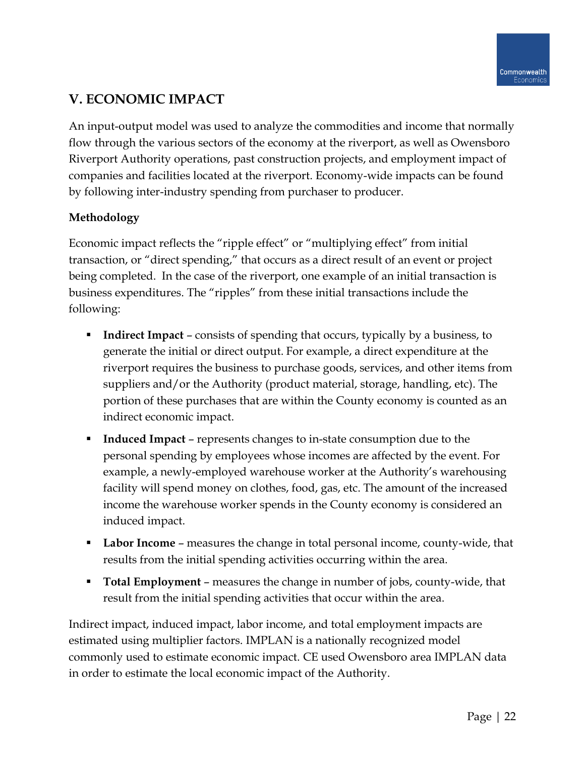## V. ECONOMIC IMPACT

An input-output model was used to analyze the commodities and income that normally flow through the various sectors of the economy at the riverport, as well as Owensboro Riverport Authority operations, past construction projects, and employment impact of companies and facilities located at the riverport. Economy-wide impacts can be found by following inter-industry spending from purchaser to producer.

### Methodology

Economic impact reflects the "ripple effect" or "multiplying effect" from initial transaction, or "direct spending," that occurs as a direct result of an event or project being completed. In the case of the riverport, one example of an initial transaction is business expenditures. The "ripples" from these initial transactions include the following:

- **Indirect Impact** – consists of spending that occurs, typically by a business, to generate the initial or direct output. For example, a direct expenditure at the riverport requires the business to purchase goods, services, and other items from suppliers and/or the Authority (product material, storage, handling, etc). The portion of these purchases that are within the County economy is counted as an indirect economic impact.
- **Induced Impact** – represents changes to in-state consumption due to the personal spending by employees whose incomes are affected by the event. For example, a newly-employed warehouse worker at the Authority's warehousing facility will spend money on clothes, food, gas, etc. The amount of the increased income the warehouse worker spends in the County economy is considered an induced impact.
- **Labor Income** – measures the change in total personal income, county-wide, that results from the initial spending activities occurring within the area.
- **Total Employment** – measures the change in number of jobs, county-wide, that result from the initial spending activities that occur within the area.

Indirect impact, induced impact, labor income, and total employment impacts are estimated using multiplier factors. IMPLAN is a nationally recognized model commonly used to estimate economic impact. CE used Owensboro area IMPLAN data in order to estimate the local economic impact of the Authority.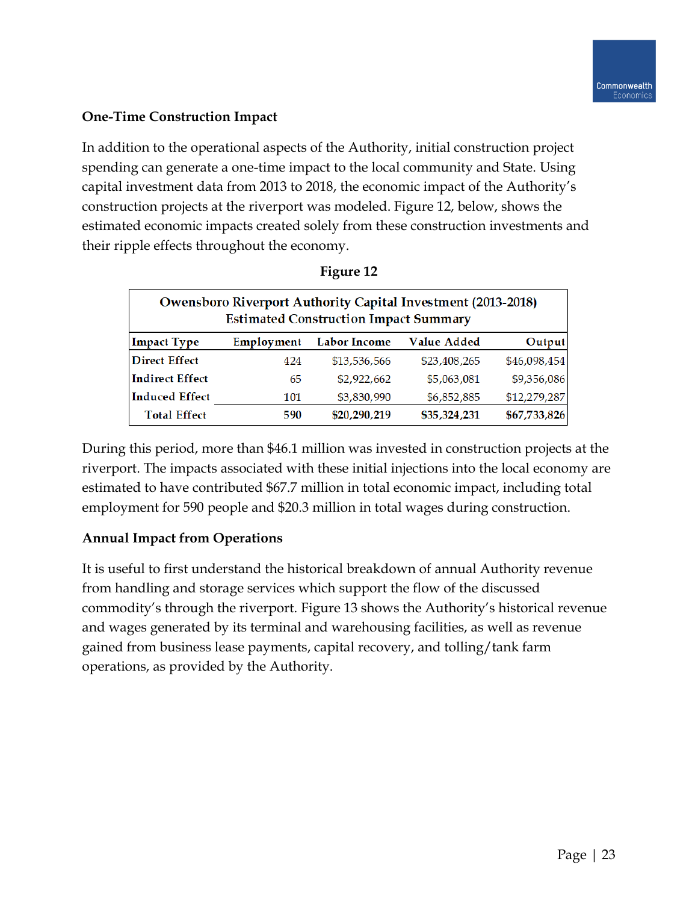### One-Time Construction Impact

In addition to the operational aspects of the Authority, initial construction project spending can generate a one-time impact to the local community and State. Using capital investment data from 2013 to 2018, the economic impact of the Authority's construction projects at the riverport was modeled. Figure 12, below, shows the estimated economic impacts created solely from these construction investments and their ripple effects throughout the economy.

**Figure 12**

| Owensboro Riverport Authority Capital Investment (2013-2018) Estimated Construction Impact Summary | | | | |
|---|---|---|---|---|
| **Impact Type** | **Employment** | **Labor Income** | **Value Added** | **Output** |
| **Direct Effect** | 424 | $13,536,566 | $23,408,265 | $46,098,454 |
| **Indirect Effect** | 65 | $2,922,662 | $5,063,081 | $9,356,086 |
| **Induced Effect** | 101 | $3,830,990 | $6,852,885 | $12,279,287 |
| **Total Effect** | **590** | **$20,290,219** | **$35,324,231** | **$67,733,826** |

During this period, more than $46.1 million was invested in construction projects at the riverport. The impacts associated with these initial injections into the local economy are estimated to have contributed $67.7 million in total economic impact, including total employment for 590 people and $20.3 million in total wages during construction.

### Annual Impact from Operations

It is useful to first understand the historical breakdown of annual Authority revenue from handling and storage services which support the flow of the discussed commodity's through the riverport. Figure 13 shows the Authority's historical revenue and wages generated by its terminal and warehousing facilities, as well as revenue gained from business lease payments, capital recovery, and tolling/tank farm operations, as provided by the Authority.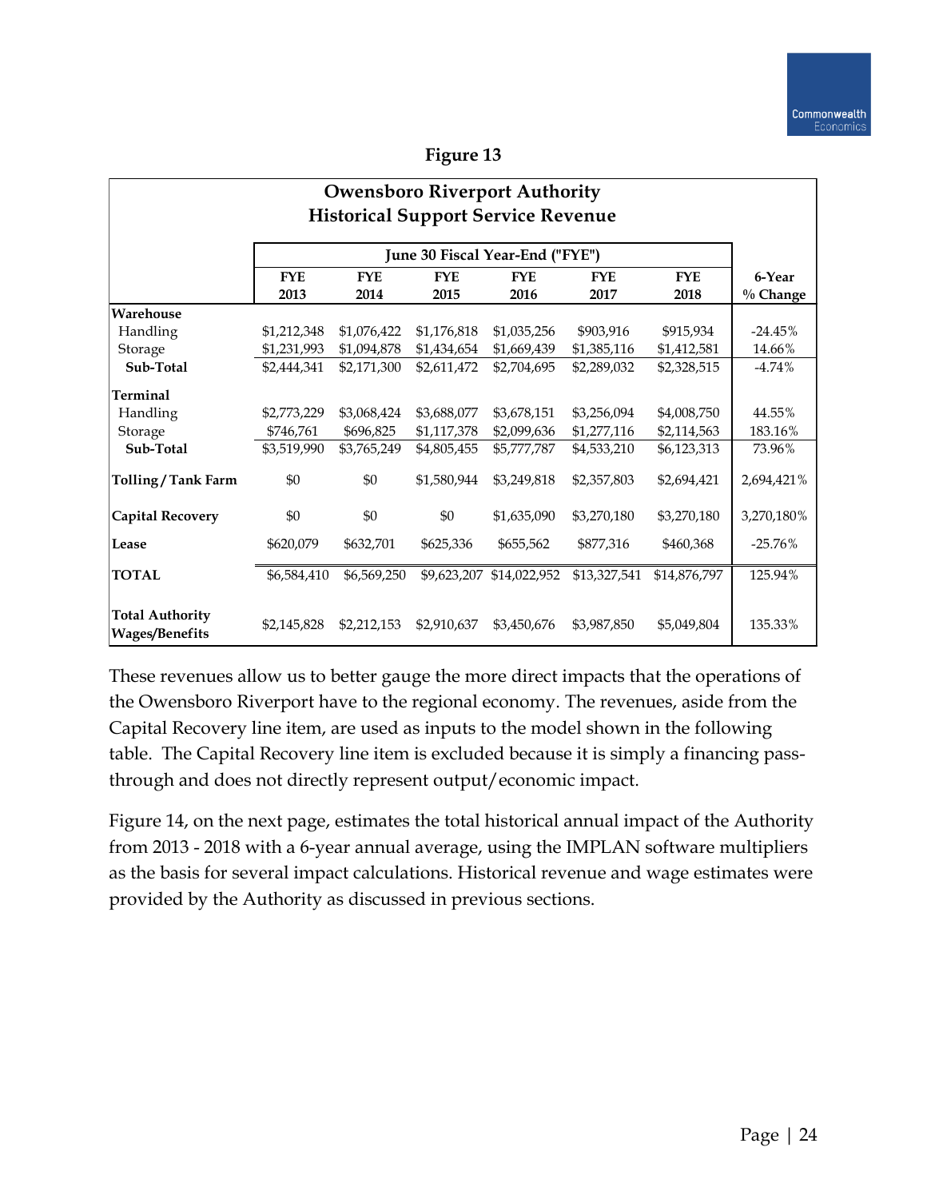**Figure 13**

| Owensboro Riverport Authority<br>Historical Support Service Revenue | | | | | | | |
|---|---|---|---|---|---|---|---|
| | June 30 Fiscal Year-End ("FYE") | | | | | | |
| | FYE 2013 | FYE 2014 | FYE 2015 | FYE 2016 | FYE 2017 | FYE 2018 | 6-Year % Change |
| **Warehouse** | | | | | | | |
| Handling | $1,212,348 | $1,076,422 | $1,176,818 | $1,035,256 | $903,916 | $915,934 | -24.45% |
| Storage | $1,231,993 | $1,094,878 | $1,434,654 | $1,669,439 | $1,385,116 | $1,412,581 | 14.66% |
| **Sub-Total** | $2,444,341 | $2,171,300 | $2,611,472 | $2,704,695 | $2,289,032 | $2,328,515 | -4.74% |
| **Terminal** | | | | | | | |
| Handling | $2,773,229 | $3,068,424 | $3,688,077 | $3,678,151 | $3,256,094 | $4,008,750 | 44.55% |
| Storage | $746,761 | $696,825 | $1,117,378 | $2,099,636 | $1,277,116 | $2,114,563 | 183.16% |
| **Sub-Total** | $3,519,990 | $3,765,249 | $4,805,455 | $5,777,787 | $4,533,210 | $6,123,313 | 73.96% |
| **Tolling / Tank Farm** | $0 | $0 | $1,580,944 | $3,249,818 | $2,357,803 | $2,694,421 | 2,694,421% |
| **Capital Recovery** | $0 | $0 | $0 | $1,635,090 | $3,270,180 | $3,270,180 | 3,270,180% |
| **Lease** | $620,079 | $632,701 | $625,336 | $655,562 | $877,316 | $460,368 | -25.76% |
| **TOTAL** | $6,584,410 | $6,569,250 | $9,623,207 | $14,022,952 | $13,327,541 | $14,876,797 | 125.94% |
| **Total Authority Wages/Benefits** | $2,145,828 | $2,212,153 | $2,910,637 | $3,450,676 | $3,987,850 | $5,049,804 | 135.33% |

These revenues allow us to better gauge the more direct impacts that the operations of the Owensboro Riverport have to the regional economy. The revenues, aside from the Capital Recovery line item, are used as inputs to the model shown in the following table. The Capital Recovery line item is excluded because it is simply a financing pass-through and does not directly represent output/economic impact.

Figure 14, on the next page, estimates the total historical annual impact of the Authority from 2013 - 2018 with a 6-year annual average, using the IMPLAN software multipliers as the basis for several impact calculations. Historical revenue and wage estimates were provided by the Authority as discussed in previous sections.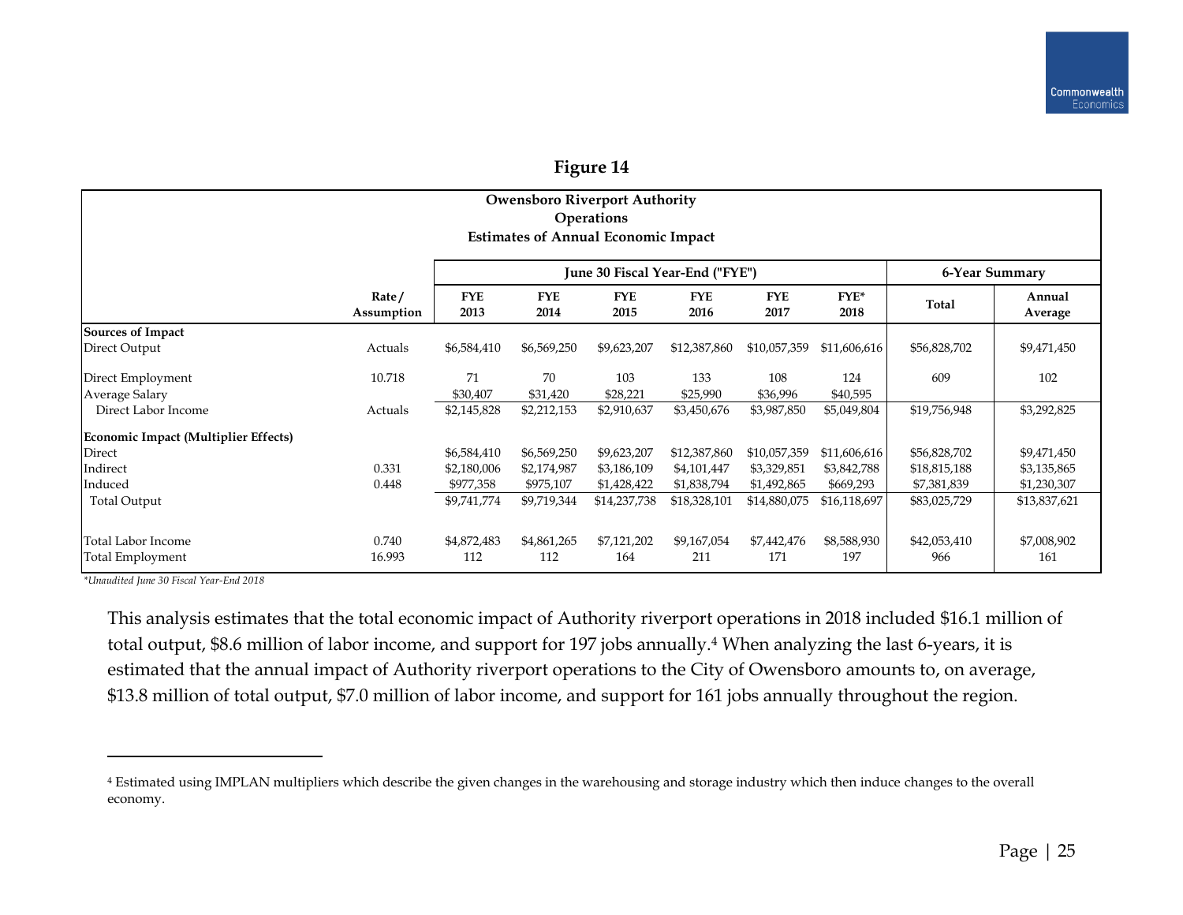## Figure 14

| Owensboro Riverport Authority<br>Operations<br>Estimates of Annual Economic Impact | | | | | | | | | |
|---|---|---|---|---|---|---|---|---|---|
| | | June 30 Fiscal Year-End ("FYE") | | | | | | 6-Year Summary | |
| | Rate / Assumption | FYE 2013 | FYE 2014 | FYE 2015 | FYE 2016 | FYE 2017 | FYE* 2018 | Total | Annual Average |
| **Sources of Impact** | | | | | | | | | |
| Direct Output | Actuals | $6,584,410 | $6,569,250 | $9,623,207 | $12,387,860 | $10,057,359 | $11,606,616 | $56,828,702 | $9,471,450 |
| Direct Employment | 10.718 | 71 | 70 | 103 | 133 | 108 | 124 | 609 | 102 |
| Average Salary | | $30,407 | $31,420 | $28,221 | $25,990 | $36,996 | $40,595 | | |
| Direct Labor Income | Actuals | $2,145,828 | $2,212,153 | $2,910,637 | $3,450,676 | $3,987,850 | $5,049,804 | $19,756,948 | $3,292,825 |
| **Economic Impact (Multiplier Effects)** | | | | | | | | | |
| Direct | | $6,584,410 | $6,569,250 | $9,623,207 | $12,387,860 | $10,057,359 | $11,606,616 | $56,828,702 | $9,471,450 |
| Indirect | 0.331 | $2,180,006 | $2,174,987 | $3,186,109 | $4,101,447 | $3,329,851 | $3,842,788 | $18,815,188 | $3,135,865 |
| Induced | 0.448 | $977,358 | $975,107 | $1,428,422 | $1,838,794 | $1,492,865 | $669,293 | $7,381,839 | $1,230,307 |
| Total Output | | $9,741,774 | $9,719,344 | $14,237,738 | $18,328,101 | $14,880,075 | $16,118,697 | $83,025,729 | $13,837,621 |
| Total Labor Income | 0.740 | $4,872,483 | $4,861,265 | $7,121,202 | $9,167,054 | $7,442,476 | $8,588,930 | $42,053,410 | $7,008,902 |
| Total Employment | 16.993 | 112 | 112 | 164 | 211 | 171 | 197 | 966 | 161 |

*\*Unaudited June 30 Fiscal Year-End 2018*

This analysis estimates that the total economic impact of Authority riverport operations in 2018 included $16.1 million of total output, $8.6 million of labor income, and support for 197 jobs annually.[4] When analyzing the last 6-years, it is estimated that the annual impact of Authority riverport operations to the City of Owensboro amounts to, on average, $13.8 million of total output, $7.0 million of labor income, and support for 161 jobs annually throughout the region.

[4] Estimated using IMPLAN multipliers which describe the given changes in the warehousing and storage industry which then induce changes to the overall economy.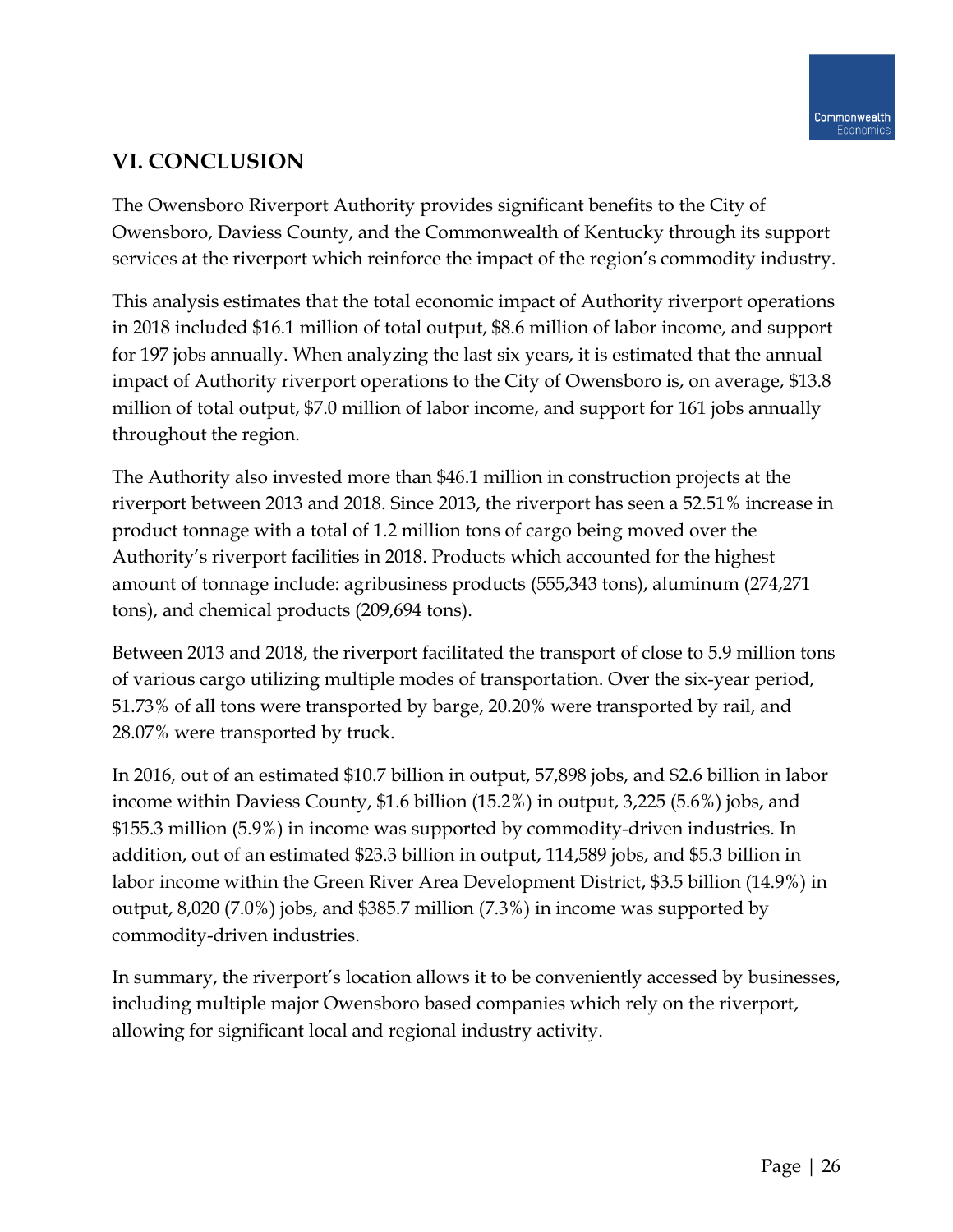## VI. CONCLUSION

The Owensboro Riverport Authority provides significant benefits to the City of Owensboro, Daviess County, and the Commonwealth of Kentucky through its support services at the riverport which reinforce the impact of the region's commodity industry.

This analysis estimates that the total economic impact of Authority riverport operations in 2018 included $16.1 million of total output, $8.6 million of labor income, and support for 197 jobs annually. When analyzing the last six years, it is estimated that the annual impact of Authority riverport operations to the City of Owensboro is, on average, $13.8 million of total output, $7.0 million of labor income, and support for 161 jobs annually throughout the region.

The Authority also invested more than $46.1 million in construction projects at the riverport between 2013 and 2018. Since 2013, the riverport has seen a 52.51% increase in product tonnage with a total of 1.2 million tons of cargo being moved over the Authority's riverport facilities in 2018. Products which accounted for the highest amount of tonnage include: agribusiness products (555,343 tons), aluminum (274,271 tons), and chemical products (209,694 tons).

Between 2013 and 2018, the riverport facilitated the transport of close to 5.9 million tons of various cargo utilizing multiple modes of transportation. Over the six-year period, 51.73% of all tons were transported by barge, 20.20% were transported by rail, and 28.07% were transported by truck.

In 2016, out of an estimated $10.7 billion in output, 57,898 jobs, and $2.6 billion in labor income within Daviess County, $1.6 billion (15.2%) in output, 3,225 (5.6%) jobs, and $155.3 million (5.9%) in income was supported by commodity-driven industries. In addition, out of an estimated $23.3 billion in output, 114,589 jobs, and $5.3 billion in labor income within the Green River Area Development District, $3.5 billion (14.9%) in output, 8,020 (7.0%) jobs, and $385.7 million (7.3%) in income was supported by commodity-driven industries.

In summary, the riverport's location allows it to be conveniently accessed by businesses, including multiple major Owensboro based companies which rely on the riverport, allowing for significant local and regional industry activity.